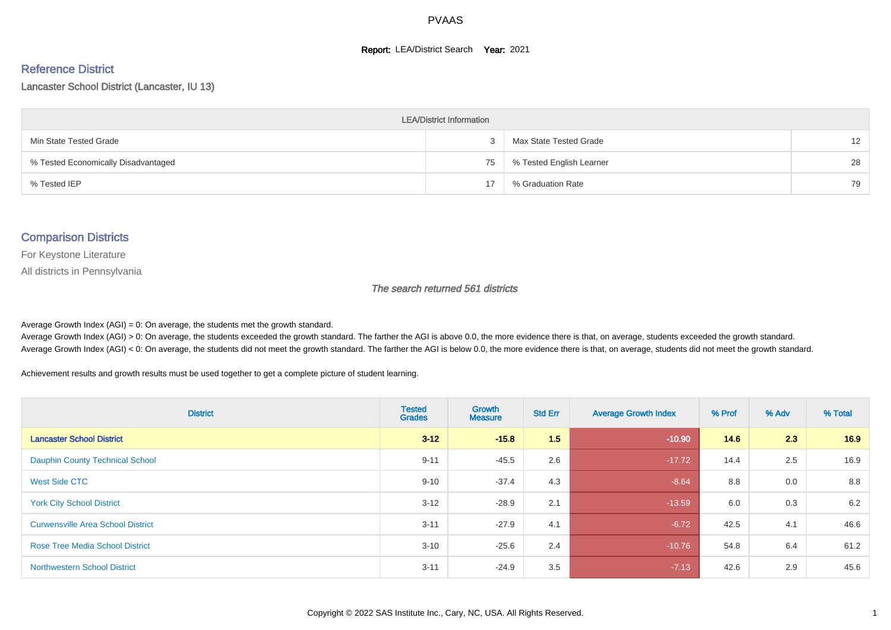# PVAAS

**Report:** LEA/District Search **Year:** 2021

## Reference District

Lancaster School District (Lancaster, IU 13)

| LEA/District Information | | | |
|---|---|---|---|
| Min State Tested Grade | 3 | Max State Tested Grade | 12 |
| % Tested Economically Disadvantaged | 75 | % Tested English Learner | 28 |
| % Tested IEP | 17 | % Graduation Rate | 79 |

## Comparison Districts

For Keystone Literature

All districts in Pennsylvania

*The search returned 561 districts*

Average Growth Index (AGI) = 0: On average, the students met the growth standard.
Average Growth Index (AGI) > 0: On average, the students exceeded the growth standard. The farther the AGI is above 0.0, the more evidence there is that, on average, students exceeded the growth standard.
Average Growth Index (AGI) < 0: On average, the students did not meet the growth standard. The farther the AGI is below 0.0, the more evidence there is that, on average, students did not meet the growth standard.

Achievement results and growth results must be used together to get a complete picture of student learning.

| District | Tested Grades | Growth Measure | Std Err | Average Growth Index | % Prof | % Adv | % Total |
|---|---|---|---|---|---|---|---|
| **Lancaster School District** | **3-12** | **-15.8** | **1.5** | **-10.90** | **14.6** | **2.3** | **16.9** |
| Dauphin County Technical School | 9-11 | -45.5 | 2.6 | -17.72 | 14.4 | 2.5 | 16.9 |
| West Side CTC | 9-10 | -37.4 | 4.3 | -8.64 | 8.8 | 0.0 | 8.8 |
| York City School District | 3-12 | -28.9 | 2.1 | -13.59 | 6.0 | 0.3 | 6.2 |
| Curwensville Area School District | 3-11 | -27.9 | 4.1 | -6.72 | 42.5 | 4.1 | 46.6 |
| Rose Tree Media School District | 3-10 | -25.6 | 2.4 | -10.76 | 54.8 | 6.4 | 61.2 |
| Northwestern School District | 3-11 | -24.9 | 3.5 | -7.13 | 42.6 | 2.9 | 45.6 |

Copyright © 2022 SAS Institute Inc., Cary, NC, USA. All Rights Reserved.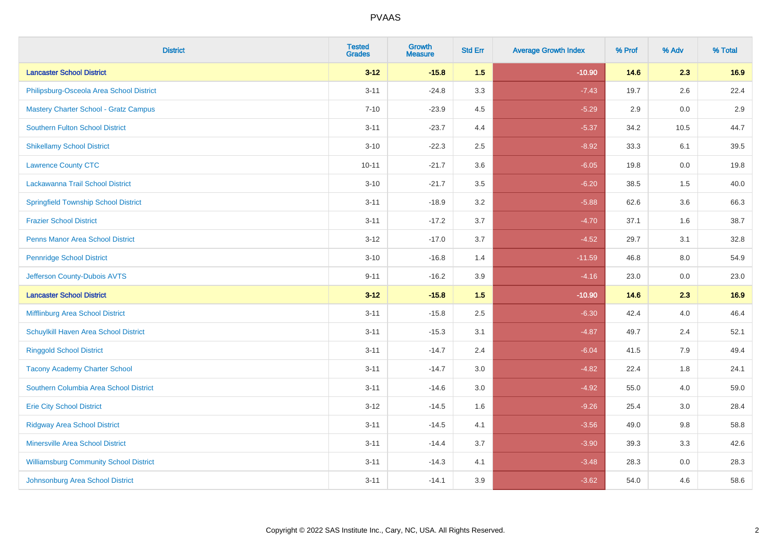| District | Tested Grades | Growth Measure | Std Err | Average Growth Index | % Prof | % Adv | % Total |
|---|---|---|---|---|---|---|---|
| **Lancaster School District** | **3-12** | **-15.8** | **1.5** | **-10.90** | **14.6** | **2.3** | **16.9** |
| Philipsburg-Osceola Area School District | 3-11 | -24.8 | 3.3 | -7.43 | 19.7 | 2.6 | 22.4 |
| Mastery Charter School - Gratz Campus | 7-10 | -23.9 | 4.5 | -5.29 | 2.9 | 0.0 | 2.9 |
| Southern Fulton School District | 3-11 | -23.7 | 4.4 | -5.37 | 34.2 | 10.5 | 44.7 |
| Shikellamy School District | 3-10 | -22.3 | 2.5 | -8.92 | 33.3 | 6.1 | 39.5 |
| Lawrence County CTC | 10-11 | -21.7 | 3.6 | -6.05 | 19.8 | 0.0 | 19.8 |
| Lackawanna Trail School District | 3-10 | -21.7 | 3.5 | -6.20 | 38.5 | 1.5 | 40.0 |
| Springfield Township School District | 3-11 | -18.9 | 3.2 | -5.88 | 62.6 | 3.6 | 66.3 |
| Frazier School District | 3-11 | -17.2 | 3.7 | -4.70 | 37.1 | 1.6 | 38.7 |
| Penns Manor Area School District | 3-12 | -17.0 | 3.7 | -4.52 | 29.7 | 3.1 | 32.8 |
| Pennridge School District | 3-10 | -16.8 | 1.4 | -11.59 | 46.8 | 8.0 | 54.9 |
| Jefferson County-Dubois AVTS | 9-11 | -16.2 | 3.9 | -4.16 | 23.0 | 0.0 | 23.0 |
| **Lancaster School District** | **3-12** | **-15.8** | **1.5** | **-10.90** | **14.6** | **2.3** | **16.9** |
| Mifflinburg Area School District | 3-11 | -15.8 | 2.5 | -6.30 | 42.4 | 4.0 | 46.4 |
| Schuylkill Haven Area School District | 3-11 | -15.3 | 3.1 | -4.87 | 49.7 | 2.4 | 52.1 |
| Ringgold School District | 3-11 | -14.7 | 2.4 | -6.04 | 41.5 | 7.9 | 49.4 |
| Tacony Academy Charter School | 3-11 | -14.7 | 3.0 | -4.82 | 22.4 | 1.8 | 24.1 |
| Southern Columbia Area School District | 3-11 | -14.6 | 3.0 | -4.92 | 55.0 | 4.0 | 59.0 |
| Erie City School District | 3-12 | -14.5 | 1.6 | -9.26 | 25.4 | 3.0 | 28.4 |
| Ridgway Area School District | 3-11 | -14.5 | 4.1 | -3.56 | 49.0 | 9.8 | 58.8 |
| Minersville Area School District | 3-11 | -14.4 | 3.7 | -3.90 | 39.3 | 3.3 | 42.6 |
| Williamsburg Community School District | 3-11 | -14.3 | 4.1 | -3.48 | 28.3 | 0.0 | 28.3 |
| Johnsonburg Area School District | 3-11 | -14.1 | 3.9 | -3.62 | 54.0 | 4.6 | 58.6 |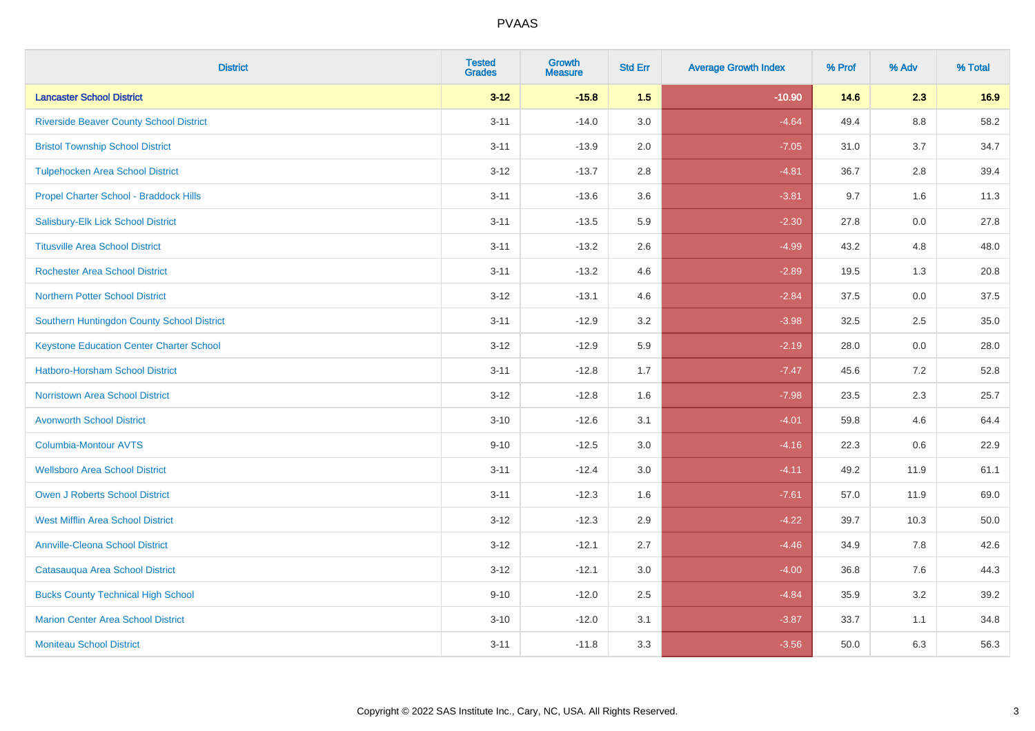| District | Tested Grades | Growth Measure | Std Err | Average Growth Index | % Prof | % Adv | % Total |
|---|---|---|---|---|---|---|---|
| **Lancaster School District** | **3-12** | **-15.8** | **1.5** | **-10.90** | **14.6** | **2.3** | **16.9** |
| Riverside Beaver County School District | 3-11 | -14.0 | 3.0 | -4.64 | 49.4 | 8.8 | 58.2 |
| Bristol Township School District | 3-11 | -13.9 | 2.0 | -7.05 | 31.0 | 3.7 | 34.7 |
| Tulpehocken Area School District | 3-12 | -13.7 | 2.8 | -4.81 | 36.7 | 2.8 | 39.4 |
| Propel Charter School - Braddock Hills | 3-11 | -13.6 | 3.6 | -3.81 | 9.7 | 1.6 | 11.3 |
| Salisbury-Elk Lick School District | 3-11 | -13.5 | 5.9 | -2.30 | 27.8 | 0.0 | 27.8 |
| Titusville Area School District | 3-11 | -13.2 | 2.6 | -4.99 | 43.2 | 4.8 | 48.0 |
| Rochester Area School District | 3-11 | -13.2 | 4.6 | -2.89 | 19.5 | 1.3 | 20.8 |
| Northern Potter School District | 3-12 | -13.1 | 4.6 | -2.84 | 37.5 | 0.0 | 37.5 |
| Southern Huntingdon County School District | 3-11 | -12.9 | 3.2 | -3.98 | 32.5 | 2.5 | 35.0 |
| Keystone Education Center Charter School | 3-12 | -12.9 | 5.9 | -2.19 | 28.0 | 0.0 | 28.0 |
| Hatboro-Horsham School District | 3-11 | -12.8 | 1.7 | -7.47 | 45.6 | 7.2 | 52.8 |
| Norristown Area School District | 3-12 | -12.8 | 1.6 | -7.98 | 23.5 | 2.3 | 25.7 |
| Avonworth School District | 3-10 | -12.6 | 3.1 | -4.01 | 59.8 | 4.6 | 64.4 |
| Columbia-Montour AVTS | 9-10 | -12.5 | 3.0 | -4.16 | 22.3 | 0.6 | 22.9 |
| Wellsboro Area School District | 3-11 | -12.4 | 3.0 | -4.11 | 49.2 | 11.9 | 61.1 |
| Owen J Roberts School District | 3-11 | -12.3 | 1.6 | -7.61 | 57.0 | 11.9 | 69.0 |
| West Mifflin Area School District | 3-12 | -12.3 | 2.9 | -4.22 | 39.7 | 10.3 | 50.0 |
| Annville-Cleona School District | 3-12 | -12.1 | 2.7 | -4.46 | 34.9 | 7.8 | 42.6 |
| Catasauqua Area School District | 3-12 | -12.1 | 3.0 | -4.00 | 36.8 | 7.6 | 44.3 |
| Bucks County Technical High School | 9-10 | -12.0 | 2.5 | -4.84 | 35.9 | 3.2 | 39.2 |
| Marion Center Area School District | 3-10 | -12.0 | 3.1 | -3.87 | 33.7 | 1.1 | 34.8 |
| Moniteau School District | 3-11 | -11.8 | 3.3 | -3.56 | 50.0 | 6.3 | 56.3 |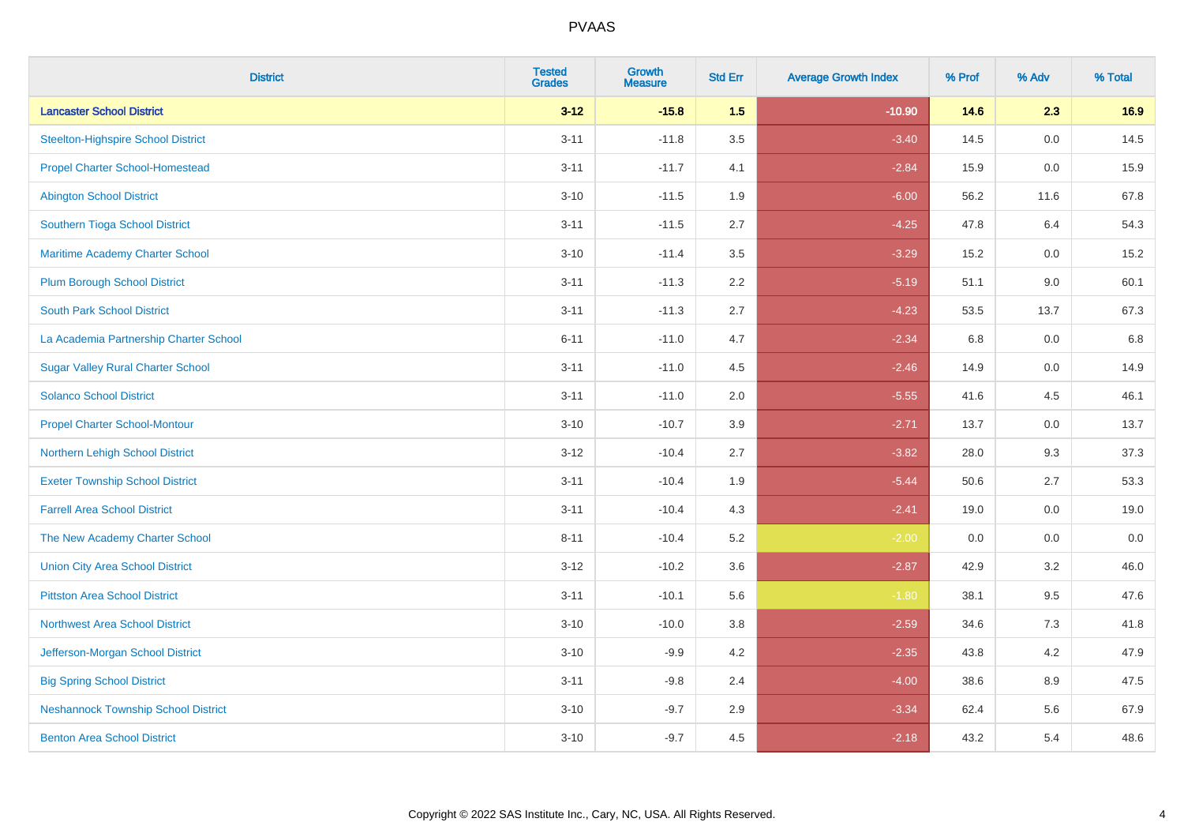| District | Tested Grades | Growth Measure | Std Err | Average Growth Index | % Prof | % Adv | % Total |
|---|---|---|---|---|---|---|---|
| **Lancaster School District** | **3-12** | **-15.8** | **1.5** | **-10.90** | **14.6** | **2.3** | **16.9** |
| Steelton-Highspire School District | 3-11 | -11.8 | 3.5 | -3.40 | 14.5 | 0.0 | 14.5 |
| Propel Charter School-Homestead | 3-11 | -11.7 | 4.1 | -2.84 | 15.9 | 0.0 | 15.9 |
| Abington School District | 3-10 | -11.5 | 1.9 | -6.00 | 56.2 | 11.6 | 67.8 |
| Southern Tioga School District | 3-11 | -11.5 | 2.7 | -4.25 | 47.8 | 6.4 | 54.3 |
| Maritime Academy Charter School | 3-10 | -11.4 | 3.5 | -3.29 | 15.2 | 0.0 | 15.2 |
| Plum Borough School District | 3-11 | -11.3 | 2.2 | -5.19 | 51.1 | 9.0 | 60.1 |
| South Park School District | 3-11 | -11.3 | 2.7 | -4.23 | 53.5 | 13.7 | 67.3 |
| La Academia Partnership Charter School | 6-11 | -11.0 | 4.7 | -2.34 | 6.8 | 0.0 | 6.8 |
| Sugar Valley Rural Charter School | 3-11 | -11.0 | 4.5 | -2.46 | 14.9 | 0.0 | 14.9 |
| Solanco School District | 3-11 | -11.0 | 2.0 | -5.55 | 41.6 | 4.5 | 46.1 |
| Propel Charter School-Montour | 3-10 | -10.7 | 3.9 | -2.71 | 13.7 | 0.0 | 13.7 |
| Northern Lehigh School District | 3-12 | -10.4 | 2.7 | -3.82 | 28.0 | 9.3 | 37.3 |
| Exeter Township School District | 3-11 | -10.4 | 1.9 | -5.44 | 50.6 | 2.7 | 53.3 |
| Farrell Area School District | 3-11 | -10.4 | 4.3 | -2.41 | 19.0 | 0.0 | 19.0 |
| The New Academy Charter School | 8-11 | -10.4 | 5.2 | -2.00 | 0.0 | 0.0 | 0.0 |
| Union City Area School District | 3-12 | -10.2 | 3.6 | -2.87 | 42.9 | 3.2 | 46.0 |
| Pittston Area School District | 3-11 | -10.1 | 5.6 | -1.80 | 38.1 | 9.5 | 47.6 |
| Northwest Area School District | 3-10 | -10.0 | 3.8 | -2.59 | 34.6 | 7.3 | 41.8 |
| Jefferson-Morgan School District | 3-10 | -9.9 | 4.2 | -2.35 | 43.8 | 4.2 | 47.9 |
| Big Spring School District | 3-11 | -9.8 | 2.4 | -4.00 | 38.6 | 8.9 | 47.5 |
| Neshannock Township School District | 3-10 | -9.7 | 2.9 | -3.34 | 62.4 | 5.6 | 67.9 |
| Benton Area School District | 3-10 | -9.7 | 4.5 | -2.18 | 43.2 | 5.4 | 48.6 |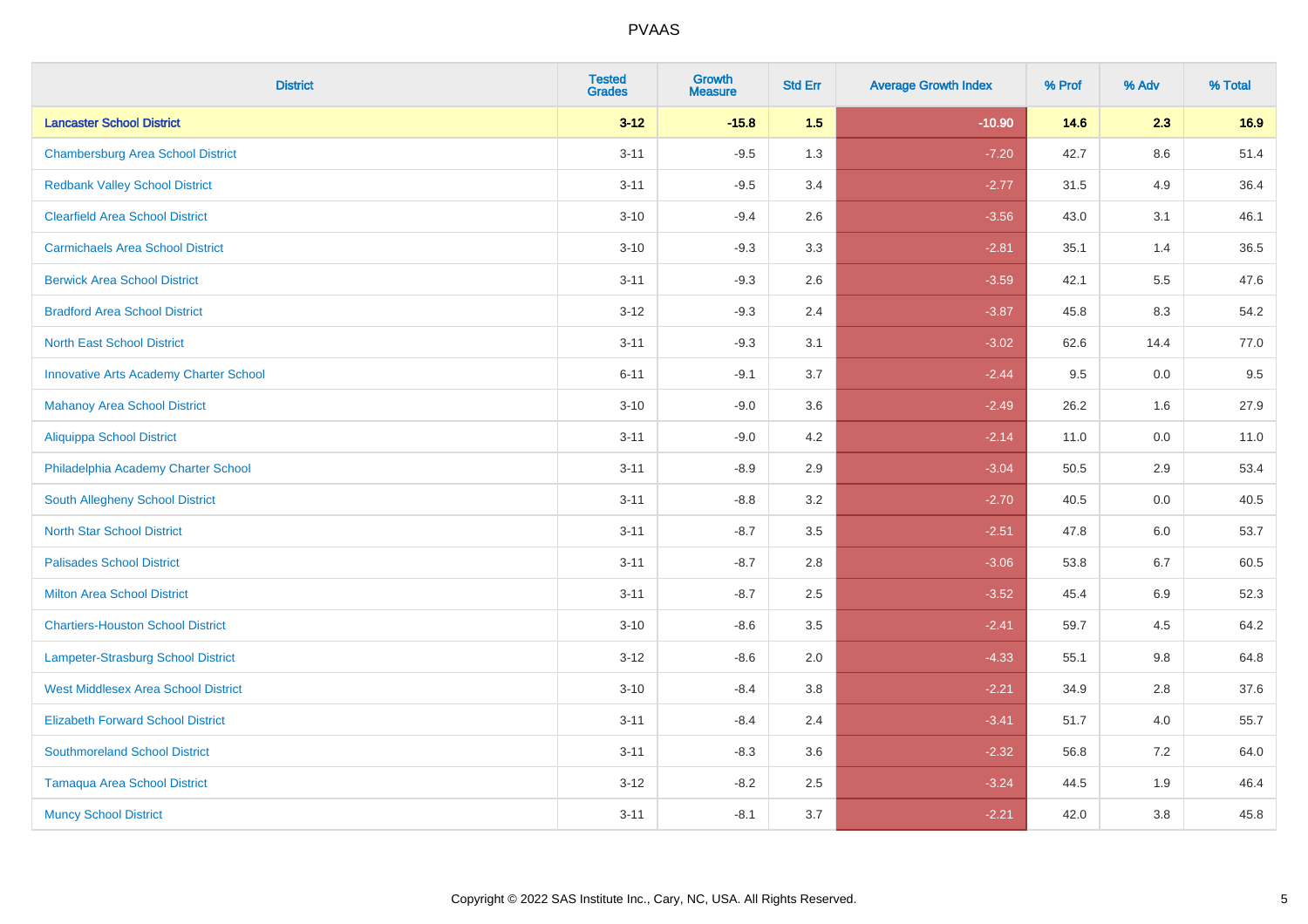| District | Tested Grades | Growth Measure | Std Err | Average Growth Index | % Prof | % Adv | % Total |
|---|---|---|---|---|---|---|---|
| **Lancaster School District** | **3-12** | **-15.8** | **1.5** | **-10.90** | **14.6** | **2.3** | **16.9** |
| Chambersburg Area School District | 3-11 | -9.5 | 1.3 | -7.20 | 42.7 | 8.6 | 51.4 |
| Redbank Valley School District | 3-11 | -9.5 | 3.4 | -2.77 | 31.5 | 4.9 | 36.4 |
| Clearfield Area School District | 3-10 | -9.4 | 2.6 | -3.56 | 43.0 | 3.1 | 46.1 |
| Carmichaels Area School District | 3-10 | -9.3 | 3.3 | -2.81 | 35.1 | 1.4 | 36.5 |
| Berwick Area School District | 3-11 | -9.3 | 2.6 | -3.59 | 42.1 | 5.5 | 47.6 |
| Bradford Area School District | 3-12 | -9.3 | 2.4 | -3.87 | 45.8 | 8.3 | 54.2 |
| North East School District | 3-11 | -9.3 | 3.1 | -3.02 | 62.6 | 14.4 | 77.0 |
| Innovative Arts Academy Charter School | 6-11 | -9.1 | 3.7 | -2.44 | 9.5 | 0.0 | 9.5 |
| Mahanoy Area School District | 3-10 | -9.0 | 3.6 | -2.49 | 26.2 | 1.6 | 27.9 |
| Aliquippa School District | 3-11 | -9.0 | 4.2 | -2.14 | 11.0 | 0.0 | 11.0 |
| Philadelphia Academy Charter School | 3-11 | -8.9 | 2.9 | -3.04 | 50.5 | 2.9 | 53.4 |
| South Allegheny School District | 3-11 | -8.8 | 3.2 | -2.70 | 40.5 | 0.0 | 40.5 |
| North Star School District | 3-11 | -8.7 | 3.5 | -2.51 | 47.8 | 6.0 | 53.7 |
| Palisades School District | 3-11 | -8.7 | 2.8 | -3.06 | 53.8 | 6.7 | 60.5 |
| Milton Area School District | 3-11 | -8.7 | 2.5 | -3.52 | 45.4 | 6.9 | 52.3 |
| Chartiers-Houston School District | 3-10 | -8.6 | 3.5 | -2.41 | 59.7 | 4.5 | 64.2 |
| Lampeter-Strasburg School District | 3-12 | -8.6 | 2.0 | -4.33 | 55.1 | 9.8 | 64.8 |
| West Middlesex Area School District | 3-10 | -8.4 | 3.8 | -2.21 | 34.9 | 2.8 | 37.6 |
| Elizabeth Forward School District | 3-11 | -8.4 | 2.4 | -3.41 | 51.7 | 4.0 | 55.7 |
| Southmoreland School District | 3-11 | -8.3 | 3.6 | -2.32 | 56.8 | 7.2 | 64.0 |
| Tamaqua Area School District | 3-12 | -8.2 | 2.5 | -3.24 | 44.5 | 1.9 | 46.4 |
| Muncy School District | 3-11 | -8.1 | 3.7 | -2.21 | 42.0 | 3.8 | 45.8 |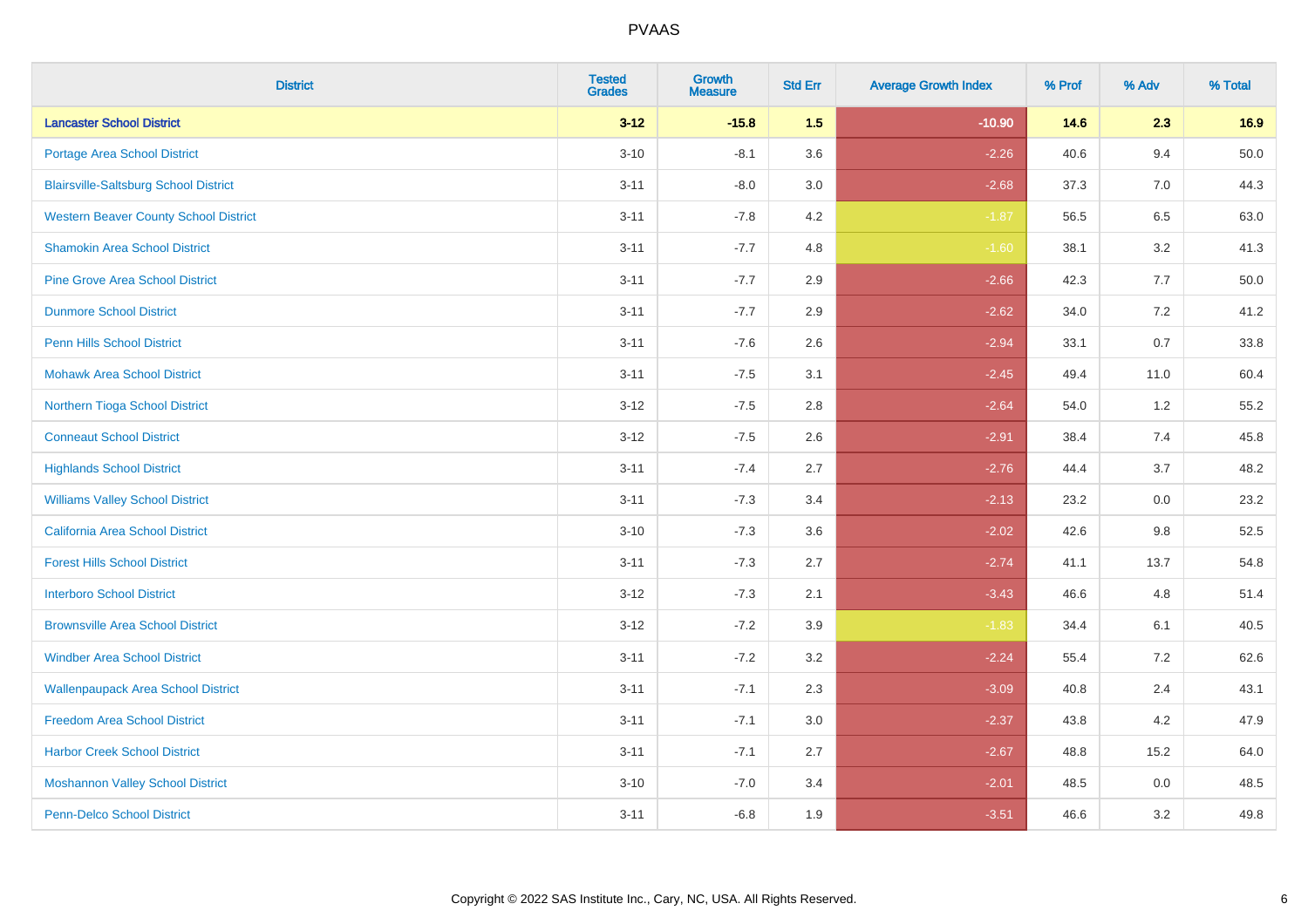| District | Tested Grades | Growth Measure | Std Err | Average Growth Index | % Prof | % Adv | % Total |
|---|---|---|---|---|---|---|---|
| **Lancaster School District** | **3-12** | **-15.8** | **1.5** | **-10.90** | **14.6** | **2.3** | **16.9** |
| Portage Area School District | 3-10 | -8.1 | 3.6 | -2.26 | 40.6 | 9.4 | 50.0 |
| Blairsville-Saltsburg School District | 3-11 | -8.0 | 3.0 | -2.68 | 37.3 | 7.0 | 44.3 |
| Western Beaver County School District | 3-11 | -7.8 | 4.2 | -1.87 | 56.5 | 6.5 | 63.0 |
| Shamokin Area School District | 3-11 | -7.7 | 4.8 | -1.60 | 38.1 | 3.2 | 41.3 |
| Pine Grove Area School District | 3-11 | -7.7 | 2.9 | -2.66 | 42.3 | 7.7 | 50.0 |
| Dunmore School District | 3-11 | -7.7 | 2.9 | -2.62 | 34.0 | 7.2 | 41.2 |
| Penn Hills School District | 3-11 | -7.6 | 2.6 | -2.94 | 33.1 | 0.7 | 33.8 |
| Mohawk Area School District | 3-11 | -7.5 | 3.1 | -2.45 | 49.4 | 11.0 | 60.4 |
| Northern Tioga School District | 3-12 | -7.5 | 2.8 | -2.64 | 54.0 | 1.2 | 55.2 |
| Conneaut School District | 3-12 | -7.5 | 2.6 | -2.91 | 38.4 | 7.4 | 45.8 |
| Highlands School District | 3-11 | -7.4 | 2.7 | -2.76 | 44.4 | 3.7 | 48.2 |
| Williams Valley School District | 3-11 | -7.3 | 3.4 | -2.13 | 23.2 | 0.0 | 23.2 |
| California Area School District | 3-10 | -7.3 | 3.6 | -2.02 | 42.6 | 9.8 | 52.5 |
| Forest Hills School District | 3-11 | -7.3 | 2.7 | -2.74 | 41.1 | 13.7 | 54.8 |
| Interboro School District | 3-12 | -7.3 | 2.1 | -3.43 | 46.6 | 4.8 | 51.4 |
| Brownsville Area School District | 3-12 | -7.2 | 3.9 | -1.83 | 34.4 | 6.1 | 40.5 |
| Windber Area School District | 3-11 | -7.2 | 3.2 | -2.24 | 55.4 | 7.2 | 62.6 |
| Wallenpaupack Area School District | 3-11 | -7.1 | 2.3 | -3.09 | 40.8 | 2.4 | 43.1 |
| Freedom Area School District | 3-11 | -7.1 | 3.0 | -2.37 | 43.8 | 4.2 | 47.9 |
| Harbor Creek School District | 3-11 | -7.1 | 2.7 | -2.67 | 48.8 | 15.2 | 64.0 |
| Moshannon Valley School District | 3-10 | -7.0 | 3.4 | -2.01 | 48.5 | 0.0 | 48.5 |
| Penn-Delco School District | 3-11 | -6.8 | 1.9 | -3.51 | 46.6 | 3.2 | 49.8 |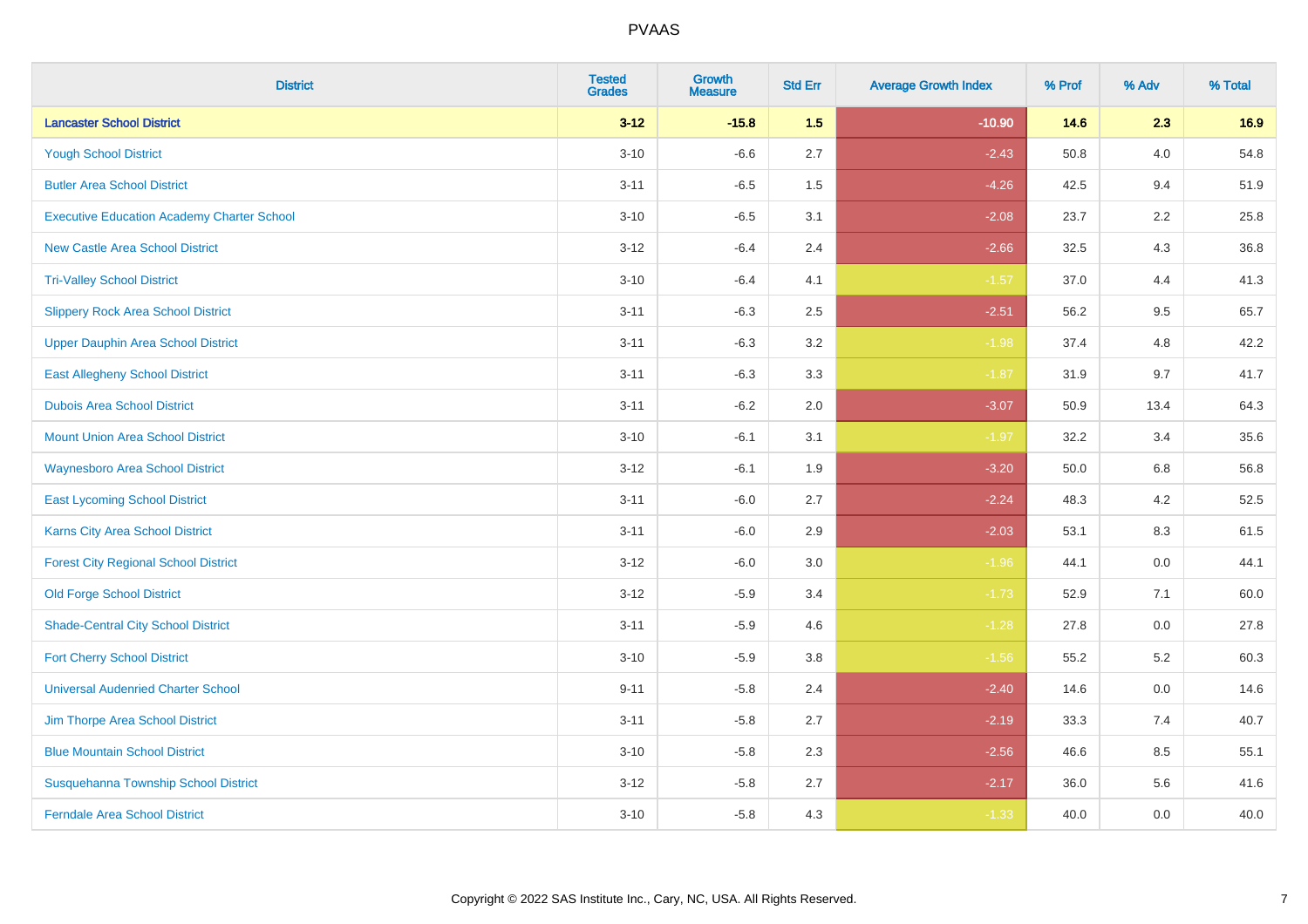# PVAAS

| District | Tested Grades | Growth Measure | Std Err | Average Growth Index | % Prof | % Adv | % Total |
|---|---|---|---|---|---|---|---|
| **Lancaster School District** | **3-12** | **-15.8** | **1.5** | **-10.90** | **14.6** | **2.3** | **16.9** |
| Yough School District | 3-10 | -6.6 | 2.7 | -2.43 | 50.8 | 4.0 | 54.8 |
| Butler Area School District | 3-11 | -6.5 | 1.5 | -4.26 | 42.5 | 9.4 | 51.9 |
| Executive Education Academy Charter School | 3-10 | -6.5 | 3.1 | -2.08 | 23.7 | 2.2 | 25.8 |
| New Castle Area School District | 3-12 | -6.4 | 2.4 | -2.66 | 32.5 | 4.3 | 36.8 |
| Tri-Valley School District | 3-10 | -6.4 | 4.1 | -1.57 | 37.0 | 4.4 | 41.3 |
| Slippery Rock Area School District | 3-11 | -6.3 | 2.5 | -2.51 | 56.2 | 9.5 | 65.7 |
| Upper Dauphin Area School District | 3-11 | -6.3 | 3.2 | -1.98 | 37.4 | 4.8 | 42.2 |
| East Allegheny School District | 3-11 | -6.3 | 3.3 | -1.87 | 31.9 | 9.7 | 41.7 |
| Dubois Area School District | 3-11 | -6.2 | 2.0 | -3.07 | 50.9 | 13.4 | 64.3 |
| Mount Union Area School District | 3-10 | -6.1 | 3.1 | -1.97 | 32.2 | 3.4 | 35.6 |
| Waynesboro Area School District | 3-12 | -6.1 | 1.9 | -3.20 | 50.0 | 6.8 | 56.8 |
| East Lycoming School District | 3-11 | -6.0 | 2.7 | -2.24 | 48.3 | 4.2 | 52.5 |
| Karns City Area School District | 3-11 | -6.0 | 2.9 | -2.03 | 53.1 | 8.3 | 61.5 |
| Forest City Regional School District | 3-12 | -6.0 | 3.0 | -1.96 | 44.1 | 0.0 | 44.1 |
| Old Forge School District | 3-12 | -5.9 | 3.4 | -1.73 | 52.9 | 7.1 | 60.0 |
| Shade-Central City School District | 3-11 | -5.9 | 4.6 | -1.28 | 27.8 | 0.0 | 27.8 |
| Fort Cherry School District | 3-10 | -5.9 | 3.8 | -1.56 | 55.2 | 5.2 | 60.3 |
| Universal Audenried Charter School | 9-11 | -5.8 | 2.4 | -2.40 | 14.6 | 0.0 | 14.6 |
| Jim Thorpe Area School District | 3-11 | -5.8 | 2.7 | -2.19 | 33.3 | 7.4 | 40.7 |
| Blue Mountain School District | 3-10 | -5.8 | 2.3 | -2.56 | 46.6 | 8.5 | 55.1 |
| Susquehanna Township School District | 3-12 | -5.8 | 2.7 | -2.17 | 36.0 | 5.6 | 41.6 |
| Ferndale Area School District | 3-10 | -5.8 | 4.3 | -1.33 | 40.0 | 0.0 | 40.0 |

Copyright © 2022 SAS Institute Inc., Cary, NC, USA. All Rights Reserved.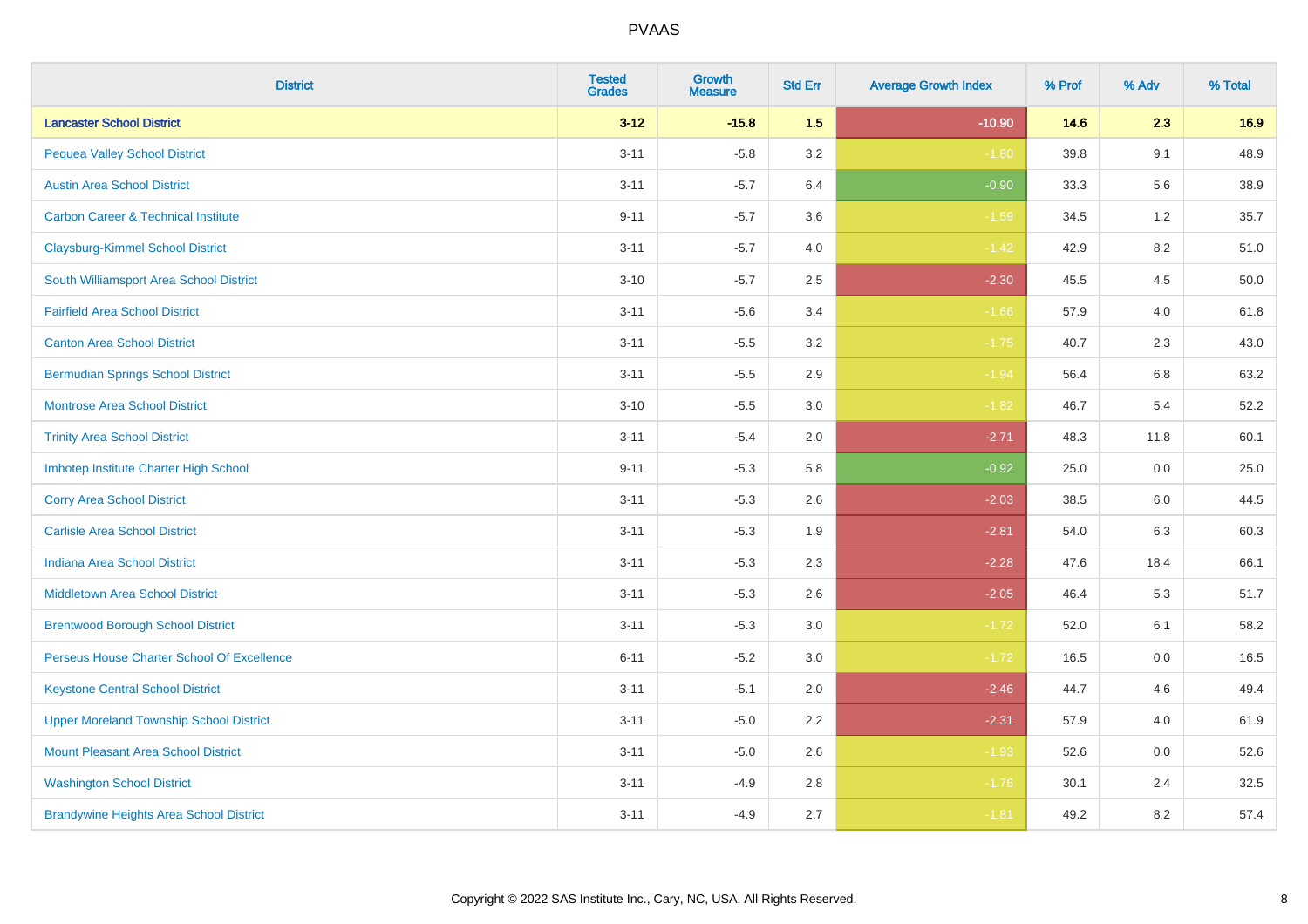| District | Tested Grades | Growth Measure | Std Err | Average Growth Index | % Prof | % Adv | % Total |
|---|---|---|---|---|---|---|---|
| **Lancaster School District** | **3-12** | **-15.8** | **1.5** | **-10.90** | **14.6** | **2.3** | **16.9** |
| Pequea Valley School District | 3-11 | -5.8 | 3.2 | -1.80 | 39.8 | 9.1 | 48.9 |
| Austin Area School District | 3-11 | -5.7 | 6.4 | -0.90 | 33.3 | 5.6 | 38.9 |
| Carbon Career & Technical Institute | 9-11 | -5.7 | 3.6 | -1.59 | 34.5 | 1.2 | 35.7 |
| Claysburg-Kimmel School District | 3-11 | -5.7 | 4.0 | -1.42 | 42.9 | 8.2 | 51.0 |
| South Williamsport Area School District | 3-10 | -5.7 | 2.5 | -2.30 | 45.5 | 4.5 | 50.0 |
| Fairfield Area School District | 3-11 | -5.6 | 3.4 | -1.66 | 57.9 | 4.0 | 61.8 |
| Canton Area School District | 3-11 | -5.5 | 3.2 | -1.75 | 40.7 | 2.3 | 43.0 |
| Bermudian Springs School District | 3-11 | -5.5 | 2.9 | -1.94 | 56.4 | 6.8 | 63.2 |
| Montrose Area School District | 3-10 | -5.5 | 3.0 | -1.82 | 46.7 | 5.4 | 52.2 |
| Trinity Area School District | 3-11 | -5.4 | 2.0 | -2.71 | 48.3 | 11.8 | 60.1 |
| Imhotep Institute Charter High School | 9-11 | -5.3 | 5.8 | -0.92 | 25.0 | 0.0 | 25.0 |
| Corry Area School District | 3-11 | -5.3 | 2.6 | -2.03 | 38.5 | 6.0 | 44.5 |
| Carlisle Area School District | 3-11 | -5.3 | 1.9 | -2.81 | 54.0 | 6.3 | 60.3 |
| Indiana Area School District | 3-11 | -5.3 | 2.3 | -2.28 | 47.6 | 18.4 | 66.1 |
| Middletown Area School District | 3-11 | -5.3 | 2.6 | -2.05 | 46.4 | 5.3 | 51.7 |
| Brentwood Borough School District | 3-11 | -5.3 | 3.0 | -1.72 | 52.0 | 6.1 | 58.2 |
| Perseus House Charter School Of Excellence | 6-11 | -5.2 | 3.0 | -1.72 | 16.5 | 0.0 | 16.5 |
| Keystone Central School District | 3-11 | -5.1 | 2.0 | -2.46 | 44.7 | 4.6 | 49.4 |
| Upper Moreland Township School District | 3-11 | -5.0 | 2.2 | -2.31 | 57.9 | 4.0 | 61.9 |
| Mount Pleasant Area School District | 3-11 | -5.0 | 2.6 | -1.93 | 52.6 | 0.0 | 52.6 |
| Washington School District | 3-11 | -4.9 | 2.8 | -1.76 | 30.1 | 2.4 | 32.5 |
| Brandywine Heights Area School District | 3-11 | -4.9 | 2.7 | -1.81 | 49.2 | 8.2 | 57.4 |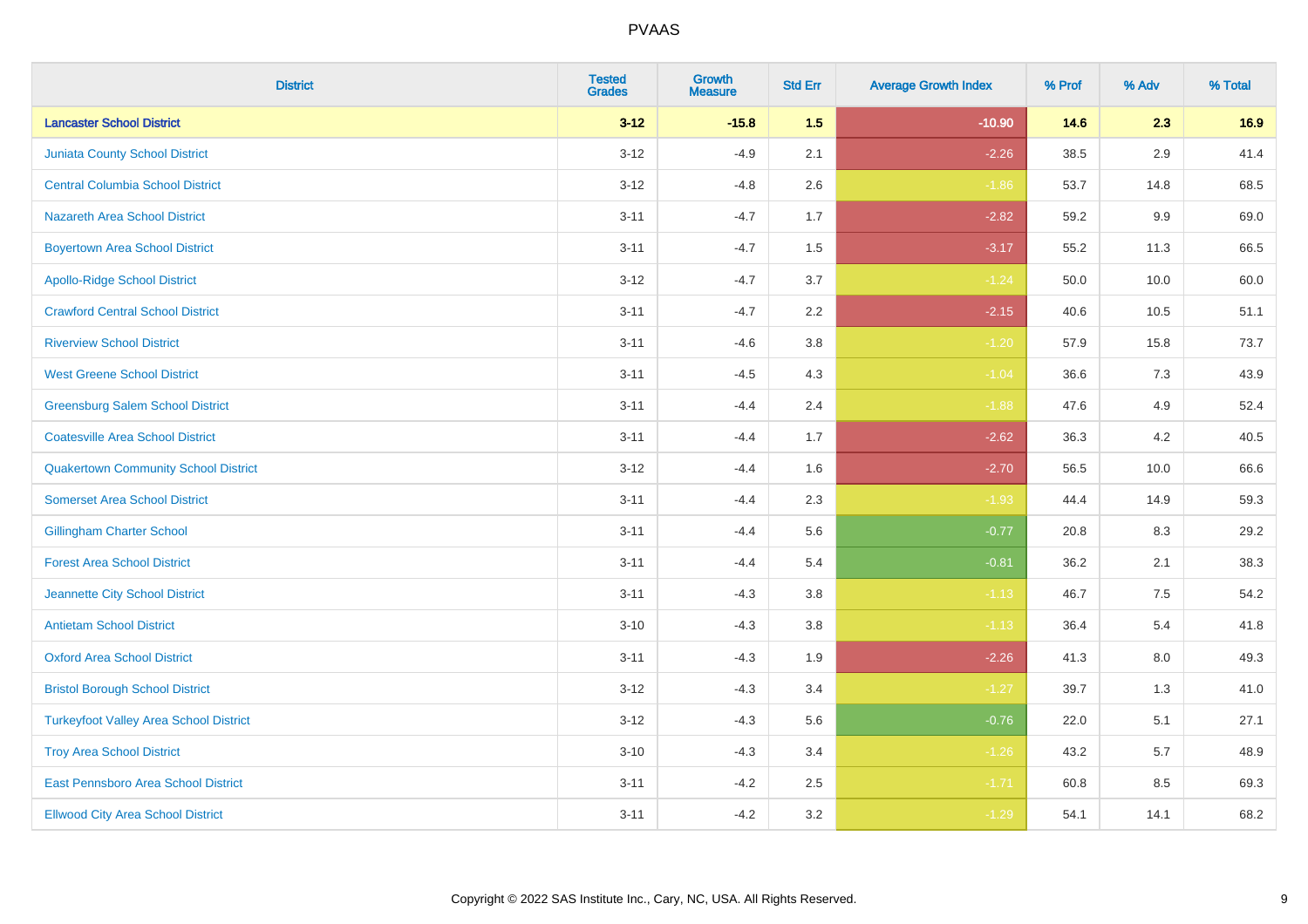| District | Tested Grades | Growth Measure | Std Err | Average Growth Index | % Prof | % Adv | % Total |
|---|---|---|---|---|---|---|---|
| **Lancaster School District** | **3-12** | **-15.8** | **1.5** | **-10.90** | **14.6** | **2.3** | **16.9** |
| Juniata County School District | 3-12 | -4.9 | 2.1 | -2.26 | 38.5 | 2.9 | 41.4 |
| Central Columbia School District | 3-12 | -4.8 | 2.6 | -1.86 | 53.7 | 14.8 | 68.5 |
| Nazareth Area School District | 3-11 | -4.7 | 1.7 | -2.82 | 59.2 | 9.9 | 69.0 |
| Boyertown Area School District | 3-11 | -4.7 | 1.5 | -3.17 | 55.2 | 11.3 | 66.5 |
| Apollo-Ridge School District | 3-12 | -4.7 | 3.7 | -1.24 | 50.0 | 10.0 | 60.0 |
| Crawford Central School District | 3-11 | -4.7 | 2.2 | -2.15 | 40.6 | 10.5 | 51.1 |
| Riverview School District | 3-11 | -4.6 | 3.8 | -1.20 | 57.9 | 15.8 | 73.7 |
| West Greene School District | 3-11 | -4.5 | 4.3 | -1.04 | 36.6 | 7.3 | 43.9 |
| Greensburg Salem School District | 3-11 | -4.4 | 2.4 | -1.88 | 47.6 | 4.9 | 52.4 |
| Coatesville Area School District | 3-11 | -4.4 | 1.7 | -2.62 | 36.3 | 4.2 | 40.5 |
| Quakertown Community School District | 3-12 | -4.4 | 1.6 | -2.70 | 56.5 | 10.0 | 66.6 |
| Somerset Area School District | 3-11 | -4.4 | 2.3 | -1.93 | 44.4 | 14.9 | 59.3 |
| Gillingham Charter School | 3-11 | -4.4 | 5.6 | -0.77 | 20.8 | 8.3 | 29.2 |
| Forest Area School District | 3-11 | -4.4 | 5.4 | -0.81 | 36.2 | 2.1 | 38.3 |
| Jeannette City School District | 3-11 | -4.3 | 3.8 | -1.13 | 46.7 | 7.5 | 54.2 |
| Antietam School District | 3-10 | -4.3 | 3.8 | -1.13 | 36.4 | 5.4 | 41.8 |
| Oxford Area School District | 3-11 | -4.3 | 1.9 | -2.26 | 41.3 | 8.0 | 49.3 |
| Bristol Borough School District | 3-12 | -4.3 | 3.4 | -1.27 | 39.7 | 1.3 | 41.0 |
| Turkeyfoot Valley Area School District | 3-12 | -4.3 | 5.6 | -0.76 | 22.0 | 5.1 | 27.1 |
| Troy Area School District | 3-10 | -4.3 | 3.4 | -1.26 | 43.2 | 5.7 | 48.9 |
| East Pennsboro Area School District | 3-11 | -4.2 | 2.5 | -1.71 | 60.8 | 8.5 | 69.3 |
| Ellwood City Area School District | 3-11 | -4.2 | 3.2 | -1.29 | 54.1 | 14.1 | 68.2 |

Copyright © 2022 SAS Institute Inc., Cary, NC, USA. All Rights Reserved.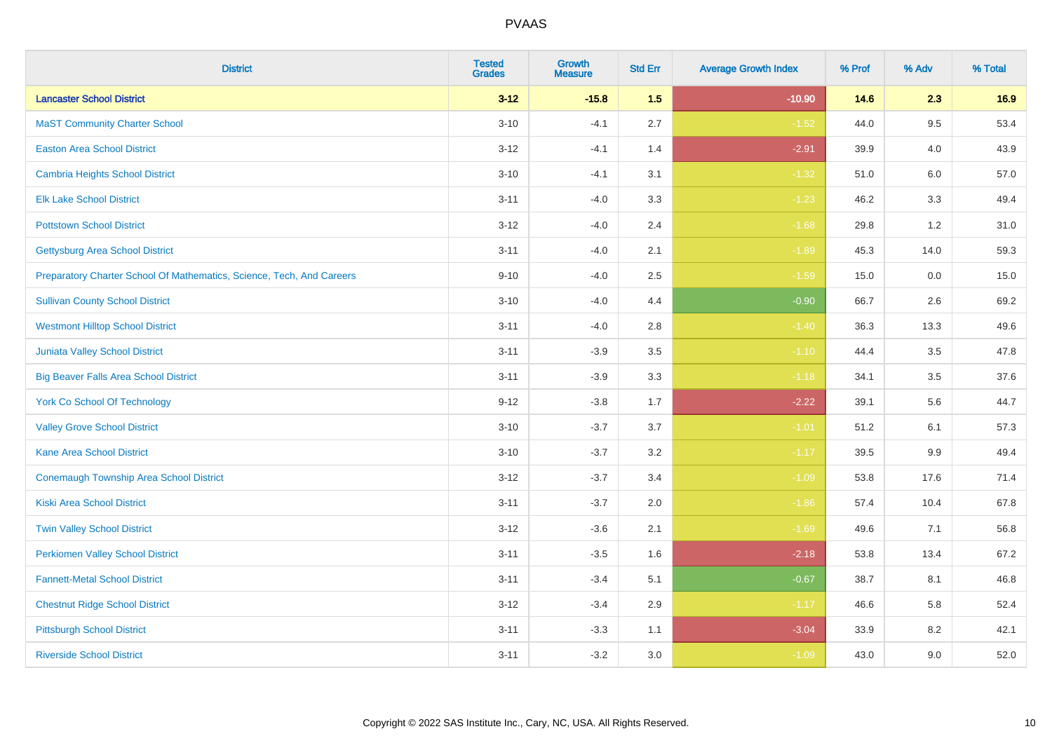| District | Tested Grades | Growth Measure | Std Err | Average Growth Index | % Prof | % Adv | % Total |
|---|---|---|---|---|---|---|---|
| **Lancaster School District** | **3-12** | **-15.8** | **1.5** | **-10.90** | **14.6** | **2.3** | **16.9** |
| MaST Community Charter School | 3-10 | -4.1 | 2.7 | -1.52 | 44.0 | 9.5 | 53.4 |
| Easton Area School District | 3-12 | -4.1 | 1.4 | -2.91 | 39.9 | 4.0 | 43.9 |
| Cambria Heights School District | 3-10 | -4.1 | 3.1 | -1.32 | 51.0 | 6.0 | 57.0 |
| Elk Lake School District | 3-11 | -4.0 | 3.3 | -1.23 | 46.2 | 3.3 | 49.4 |
| Pottstown School District | 3-12 | -4.0 | 2.4 | -1.68 | 29.8 | 1.2 | 31.0 |
| Gettysburg Area School District | 3-11 | -4.0 | 2.1 | -1.89 | 45.3 | 14.0 | 59.3 |
| Preparatory Charter School Of Mathematics, Science, Tech, And Careers | 9-10 | -4.0 | 2.5 | -1.59 | 15.0 | 0.0 | 15.0 |
| Sullivan County School District | 3-10 | -4.0 | 4.4 | -0.90 | 66.7 | 2.6 | 69.2 |
| Westmont Hilltop School District | 3-11 | -4.0 | 2.8 | -1.40 | 36.3 | 13.3 | 49.6 |
| Juniata Valley School District | 3-11 | -3.9 | 3.5 | -1.10 | 44.4 | 3.5 | 47.8 |
| Big Beaver Falls Area School District | 3-11 | -3.9 | 3.3 | -1.18 | 34.1 | 3.5 | 37.6 |
| York Co School Of Technology | 9-12 | -3.8 | 1.7 | -2.22 | 39.1 | 5.6 | 44.7 |
| Valley Grove School District | 3-10 | -3.7 | 3.7 | -1.01 | 51.2 | 6.1 | 57.3 |
| Kane Area School District | 3-10 | -3.7 | 3.2 | -1.17 | 39.5 | 9.9 | 49.4 |
| Conemaugh Township Area School District | 3-12 | -3.7 | 3.4 | -1.09 | 53.8 | 17.6 | 71.4 |
| Kiski Area School District | 3-11 | -3.7 | 2.0 | -1.86 | 57.4 | 10.4 | 67.8 |
| Twin Valley School District | 3-12 | -3.6 | 2.1 | -1.69 | 49.6 | 7.1 | 56.8 |
| Perkiomen Valley School District | 3-11 | -3.5 | 1.6 | -2.18 | 53.8 | 13.4 | 67.2 |
| Fannett-Metal School District | 3-11 | -3.4 | 5.1 | -0.67 | 38.7 | 8.1 | 46.8 |
| Chestnut Ridge School District | 3-12 | -3.4 | 2.9 | -1.17 | 46.6 | 5.8 | 52.4 |
| Pittsburgh School District | 3-11 | -3.3 | 1.1 | -3.04 | 33.9 | 8.2 | 42.1 |
| Riverside School District | 3-11 | -3.2 | 3.0 | -1.09 | 43.0 | 9.0 | 52.0 |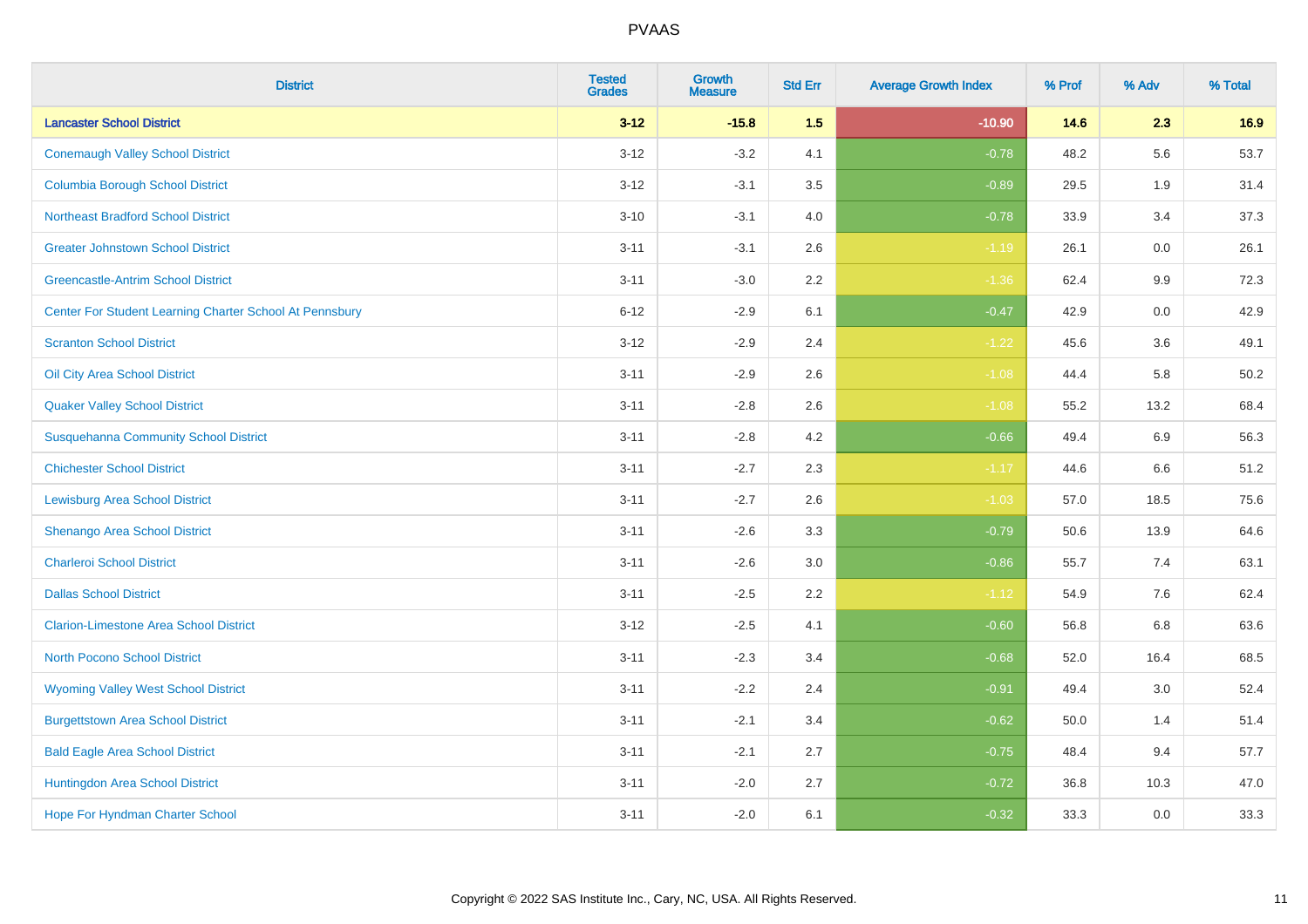# PVAAS

| District | Tested Grades | Growth Measure | Std Err | Average Growth Index | % Prof | % Adv | % Total |
|---|---|---|---|---|---|---|---|
| **Lancaster School District** | **3-12** | **-15.8** | **1.5** | **-10.90** | **14.6** | **2.3** | **16.9** |
| Conemaugh Valley School District | 3-12 | -3.2 | 4.1 | -0.78 | 48.2 | 5.6 | 53.7 |
| Columbia Borough School District | 3-12 | -3.1 | 3.5 | -0.89 | 29.5 | 1.9 | 31.4 |
| Northeast Bradford School District | 3-10 | -3.1 | 4.0 | -0.78 | 33.9 | 3.4 | 37.3 |
| Greater Johnstown School District | 3-11 | -3.1 | 2.6 | -1.19 | 26.1 | 0.0 | 26.1 |
| Greencastle-Antrim School District | 3-11 | -3.0 | 2.2 | -1.36 | 62.4 | 9.9 | 72.3 |
| Center For Student Learning Charter School At Pennsbury | 6-12 | -2.9 | 6.1 | -0.47 | 42.9 | 0.0 | 42.9 |
| Scranton School District | 3-12 | -2.9 | 2.4 | -1.22 | 45.6 | 3.6 | 49.1 |
| Oil City Area School District | 3-11 | -2.9 | 2.6 | -1.08 | 44.4 | 5.8 | 50.2 |
| Quaker Valley School District | 3-11 | -2.8 | 2.6 | -1.08 | 55.2 | 13.2 | 68.4 |
| Susquehanna Community School District | 3-11 | -2.8 | 4.2 | -0.66 | 49.4 | 6.9 | 56.3 |
| Chichester School District | 3-11 | -2.7 | 2.3 | -1.17 | 44.6 | 6.6 | 51.2 |
| Lewisburg Area School District | 3-11 | -2.7 | 2.6 | -1.03 | 57.0 | 18.5 | 75.6 |
| Shenango Area School District | 3-11 | -2.6 | 3.3 | -0.79 | 50.6 | 13.9 | 64.6 |
| Charleroi School District | 3-11 | -2.6 | 3.0 | -0.86 | 55.7 | 7.4 | 63.1 |
| Dallas School District | 3-11 | -2.5 | 2.2 | -1.12 | 54.9 | 7.6 | 62.4 |
| Clarion-Limestone Area School District | 3-12 | -2.5 | 4.1 | -0.60 | 56.8 | 6.8 | 63.6 |
| North Pocono School District | 3-11 | -2.3 | 3.4 | -0.68 | 52.0 | 16.4 | 68.5 |
| Wyoming Valley West School District | 3-11 | -2.2 | 2.4 | -0.91 | 49.4 | 3.0 | 52.4 |
| Burgettstown Area School District | 3-11 | -2.1 | 3.4 | -0.62 | 50.0 | 1.4 | 51.4 |
| Bald Eagle Area School District | 3-11 | -2.1 | 2.7 | -0.75 | 48.4 | 9.4 | 57.7 |
| Huntingdon Area School District | 3-11 | -2.0 | 2.7 | -0.72 | 36.8 | 10.3 | 47.0 |
| Hope For Hyndman Charter School | 3-11 | -2.0 | 6.1 | -0.32 | 33.3 | 0.0 | 33.3 |

Copyright © 2022 SAS Institute Inc., Cary, NC, USA. All Rights Reserved.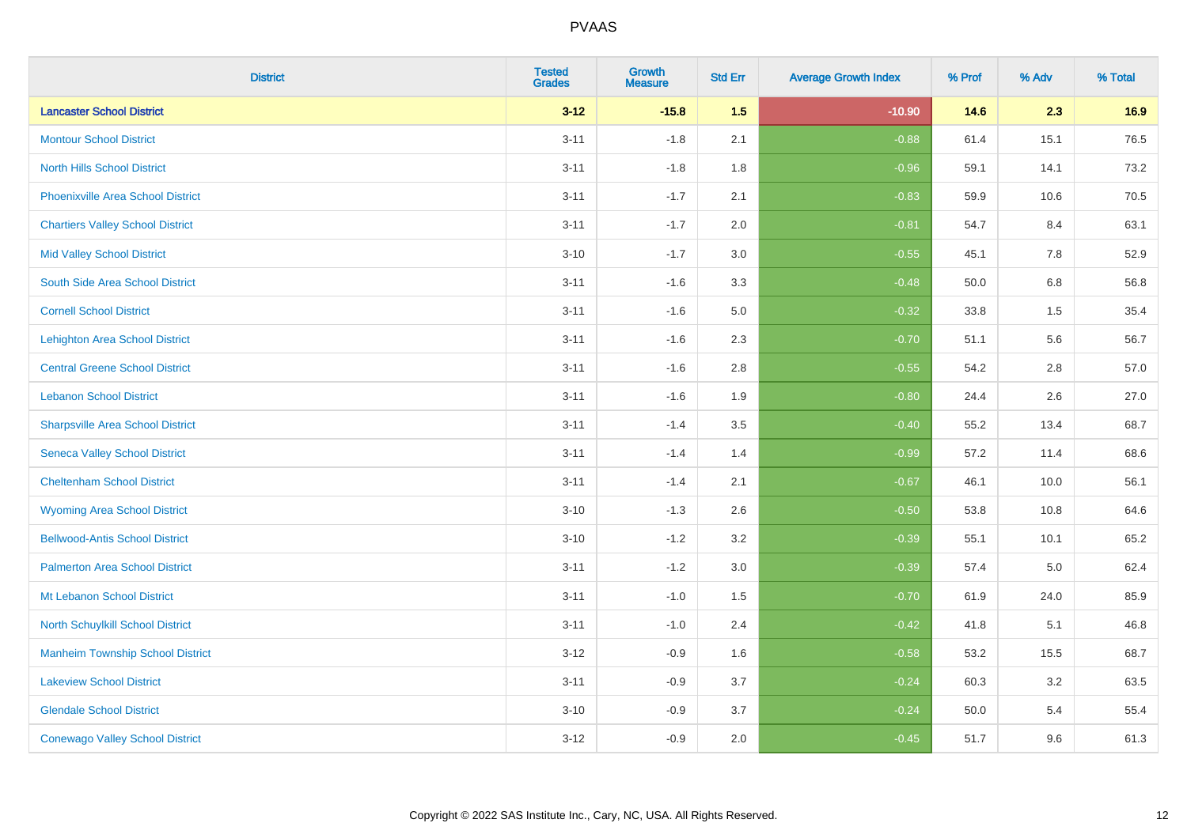# PVAAS

| District | Tested Grades | Growth Measure | Std Err | Average Growth Index | % Prof | % Adv | % Total |
|---|---|---|---|---|---|---|---|
| **Lancaster School District** | **3-12** | **-15.8** | **1.5** | **-10.90** | **14.6** | **2.3** | **16.9** |
| Montour School District | 3-11 | -1.8 | 2.1 | -0.88 | 61.4 | 15.1 | 76.5 |
| North Hills School District | 3-11 | -1.8 | 1.8 | -0.96 | 59.1 | 14.1 | 73.2 |
| Phoenixville Area School District | 3-11 | -1.7 | 2.1 | -0.83 | 59.9 | 10.6 | 70.5 |
| Chartiers Valley School District | 3-11 | -1.7 | 2.0 | -0.81 | 54.7 | 8.4 | 63.1 |
| Mid Valley School District | 3-10 | -1.7 | 3.0 | -0.55 | 45.1 | 7.8 | 52.9 |
| South Side Area School District | 3-11 | -1.6 | 3.3 | -0.48 | 50.0 | 6.8 | 56.8 |
| Cornell School District | 3-11 | -1.6 | 5.0 | -0.32 | 33.8 | 1.5 | 35.4 |
| Lehighton Area School District | 3-11 | -1.6 | 2.3 | -0.70 | 51.1 | 5.6 | 56.7 |
| Central Greene School District | 3-11 | -1.6 | 2.8 | -0.55 | 54.2 | 2.8 | 57.0 |
| Lebanon School District | 3-11 | -1.6 | 1.9 | -0.80 | 24.4 | 2.6 | 27.0 |
| Sharpsville Area School District | 3-11 | -1.4 | 3.5 | -0.40 | 55.2 | 13.4 | 68.7 |
| Seneca Valley School District | 3-11 | -1.4 | 1.4 | -0.99 | 57.2 | 11.4 | 68.6 |
| Cheltenham School District | 3-11 | -1.4 | 2.1 | -0.67 | 46.1 | 10.0 | 56.1 |
| Wyoming Area School District | 3-10 | -1.3 | 2.6 | -0.50 | 53.8 | 10.8 | 64.6 |
| Bellwood-Antis School District | 3-10 | -1.2 | 3.2 | -0.39 | 55.1 | 10.1 | 65.2 |
| Palmerton Area School District | 3-11 | -1.2 | 3.0 | -0.39 | 57.4 | 5.0 | 62.4 |
| Mt Lebanon School District | 3-11 | -1.0 | 1.5 | -0.70 | 61.9 | 24.0 | 85.9 |
| North Schuylkill School District | 3-11 | -1.0 | 2.4 | -0.42 | 41.8 | 5.1 | 46.8 |
| Manheim Township School District | 3-12 | -0.9 | 1.6 | -0.58 | 53.2 | 15.5 | 68.7 |
| Lakeview School District | 3-11 | -0.9 | 3.7 | -0.24 | 60.3 | 3.2 | 63.5 |
| Glendale School District | 3-10 | -0.9 | 3.7 | -0.24 | 50.0 | 5.4 | 55.4 |
| Conewago Valley School District | 3-12 | -0.9 | 2.0 | -0.45 | 51.7 | 9.6 | 61.3 |

Copyright © 2022 SAS Institute Inc., Cary, NC, USA. All Rights Reserved.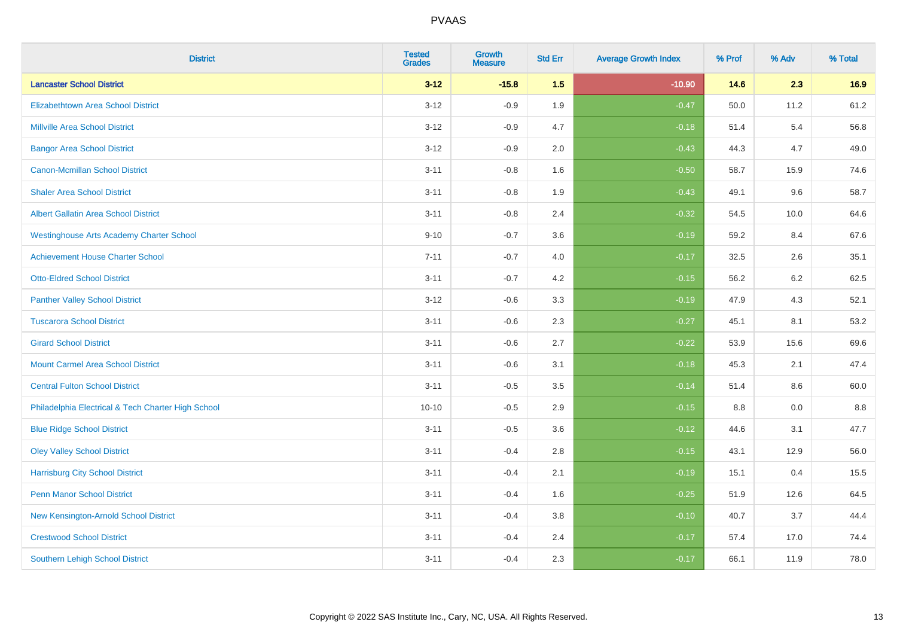# PVAAS

| District | Tested Grades | Growth Measure | Std Err | Average Growth Index | % Prof | % Adv | % Total |
|---|---|---|---|---|---|---|---|
| **Lancaster School District** | **3-12** | **-15.8** | **1.5** | **-10.90** | **14.6** | **2.3** | **16.9** |
| Elizabethtown Area School District | 3-12 | -0.9 | 1.9 | -0.47 | 50.0 | 11.2 | 61.2 |
| Millville Area School District | 3-12 | -0.9 | 4.7 | -0.18 | 51.4 | 5.4 | 56.8 |
| Bangor Area School District | 3-12 | -0.9 | 2.0 | -0.43 | 44.3 | 4.7 | 49.0 |
| Canon-Mcmillan School District | 3-11 | -0.8 | 1.6 | -0.50 | 58.7 | 15.9 | 74.6 |
| Shaler Area School District | 3-11 | -0.8 | 1.9 | -0.43 | 49.1 | 9.6 | 58.7 |
| Albert Gallatin Area School District | 3-11 | -0.8 | 2.4 | -0.32 | 54.5 | 10.0 | 64.6 |
| Westinghouse Arts Academy Charter School | 9-10 | -0.7 | 3.6 | -0.19 | 59.2 | 8.4 | 67.6 |
| Achievement House Charter School | 7-11 | -0.7 | 4.0 | -0.17 | 32.5 | 2.6 | 35.1 |
| Otto-Eldred School District | 3-11 | -0.7 | 4.2 | -0.15 | 56.2 | 6.2 | 62.5 |
| Panther Valley School District | 3-12 | -0.6 | 3.3 | -0.19 | 47.9 | 4.3 | 52.1 |
| Tuscarora School District | 3-11 | -0.6 | 2.3 | -0.27 | 45.1 | 8.1 | 53.2 |
| Girard School District | 3-11 | -0.6 | 2.7 | -0.22 | 53.9 | 15.6 | 69.6 |
| Mount Carmel Area School District | 3-11 | -0.6 | 3.1 | -0.18 | 45.3 | 2.1 | 47.4 |
| Central Fulton School District | 3-11 | -0.5 | 3.5 | -0.14 | 51.4 | 8.6 | 60.0 |
| Philadelphia Electrical & Tech Charter High School | 10-10 | -0.5 | 2.9 | -0.15 | 8.8 | 0.0 | 8.8 |
| Blue Ridge School District | 3-11 | -0.5 | 3.6 | -0.12 | 44.6 | 3.1 | 47.7 |
| Oley Valley School District | 3-11 | -0.4 | 2.8 | -0.15 | 43.1 | 12.9 | 56.0 |
| Harrisburg City School District | 3-11 | -0.4 | 2.1 | -0.19 | 15.1 | 0.4 | 15.5 |
| Penn Manor School District | 3-11 | -0.4 | 1.6 | -0.25 | 51.9 | 12.6 | 64.5 |
| New Kensington-Arnold School District | 3-11 | -0.4 | 3.8 | -0.10 | 40.7 | 3.7 | 44.4 |
| Crestwood School District | 3-11 | -0.4 | 2.4 | -0.17 | 57.4 | 17.0 | 74.4 |
| Southern Lehigh School District | 3-11 | -0.4 | 2.3 | -0.17 | 66.1 | 11.9 | 78.0 |

Copyright © 2022 SAS Institute Inc., Cary, NC, USA. All Rights Reserved.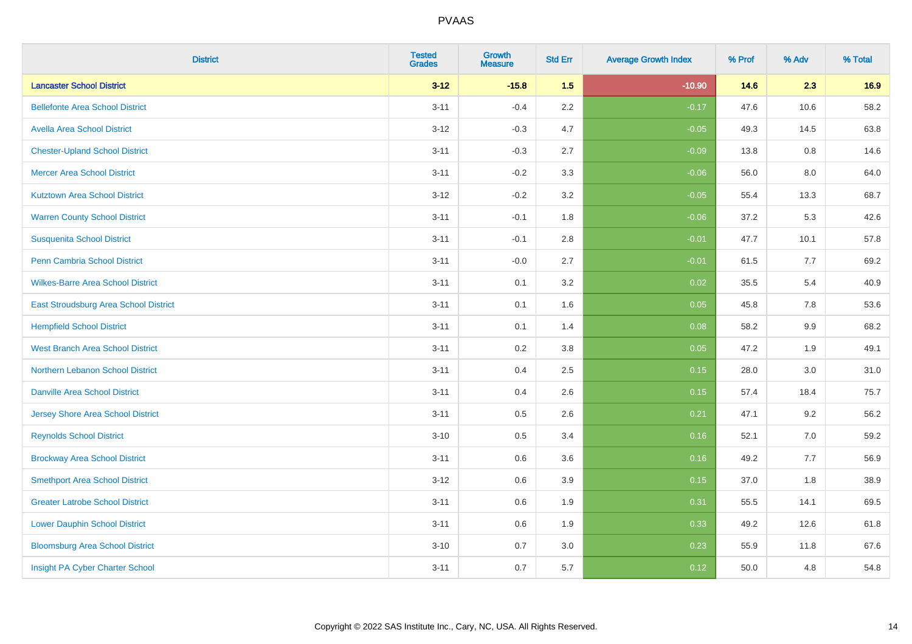# PVAAS

| District | Tested Grades | Growth Measure | Std Err | Average Growth Index | % Prof | % Adv | % Total |
|---|---|---|---|---|---|---|---|
| **Lancaster School District** | **3-12** | **-15.8** | **1.5** | **-10.90** | **14.6** | **2.3** | **16.9** |
| Bellefonte Area School District | 3-11 | -0.4 | 2.2 | -0.17 | 47.6 | 10.6 | 58.2 |
| Avella Area School District | 3-12 | -0.3 | 4.7 | -0.05 | 49.3 | 14.5 | 63.8 |
| Chester-Upland School District | 3-11 | -0.3 | 2.7 | -0.09 | 13.8 | 0.8 | 14.6 |
| Mercer Area School District | 3-11 | -0.2 | 3.3 | -0.06 | 56.0 | 8.0 | 64.0 |
| Kutztown Area School District | 3-12 | -0.2 | 3.2 | -0.05 | 55.4 | 13.3 | 68.7 |
| Warren County School District | 3-11 | -0.1 | 1.8 | -0.06 | 37.2 | 5.3 | 42.6 |
| Susquenita School District | 3-11 | -0.1 | 2.8 | -0.01 | 47.7 | 10.1 | 57.8 |
| Penn Cambria School District | 3-11 | -0.0 | 2.7 | -0.01 | 61.5 | 7.7 | 69.2 |
| Wilkes-Barre Area School District | 3-11 | 0.1 | 3.2 | 0.02 | 35.5 | 5.4 | 40.9 |
| East Stroudsburg Area School District | 3-11 | 0.1 | 1.6 | 0.05 | 45.8 | 7.8 | 53.6 |
| Hempfield School District | 3-11 | 0.1 | 1.4 | 0.08 | 58.2 | 9.9 | 68.2 |
| West Branch Area School District | 3-11 | 0.2 | 3.8 | 0.05 | 47.2 | 1.9 | 49.1 |
| Northern Lebanon School District | 3-11 | 0.4 | 2.5 | 0.15 | 28.0 | 3.0 | 31.0 |
| Danville Area School District | 3-11 | 0.4 | 2.6 | 0.15 | 57.4 | 18.4 | 75.7 |
| Jersey Shore Area School District | 3-11 | 0.5 | 2.6 | 0.21 | 47.1 | 9.2 | 56.2 |
| Reynolds School District | 3-10 | 0.5 | 3.4 | 0.16 | 52.1 | 7.0 | 59.2 |
| Brockway Area School District | 3-11 | 0.6 | 3.6 | 0.16 | 49.2 | 7.7 | 56.9 |
| Smethport Area School District | 3-12 | 0.6 | 3.9 | 0.15 | 37.0 | 1.8 | 38.9 |
| Greater Latrobe School District | 3-11 | 0.6 | 1.9 | 0.31 | 55.5 | 14.1 | 69.5 |
| Lower Dauphin School District | 3-11 | 0.6 | 1.9 | 0.33 | 49.2 | 12.6 | 61.8 |
| Bloomsburg Area School District | 3-10 | 0.7 | 3.0 | 0.23 | 55.9 | 11.8 | 67.6 |
| Insight PA Cyber Charter School | 3-11 | 0.7 | 5.7 | 0.12 | 50.0 | 4.8 | 54.8 |

Copyright © 2022 SAS Institute Inc., Cary, NC, USA. All Rights Reserved.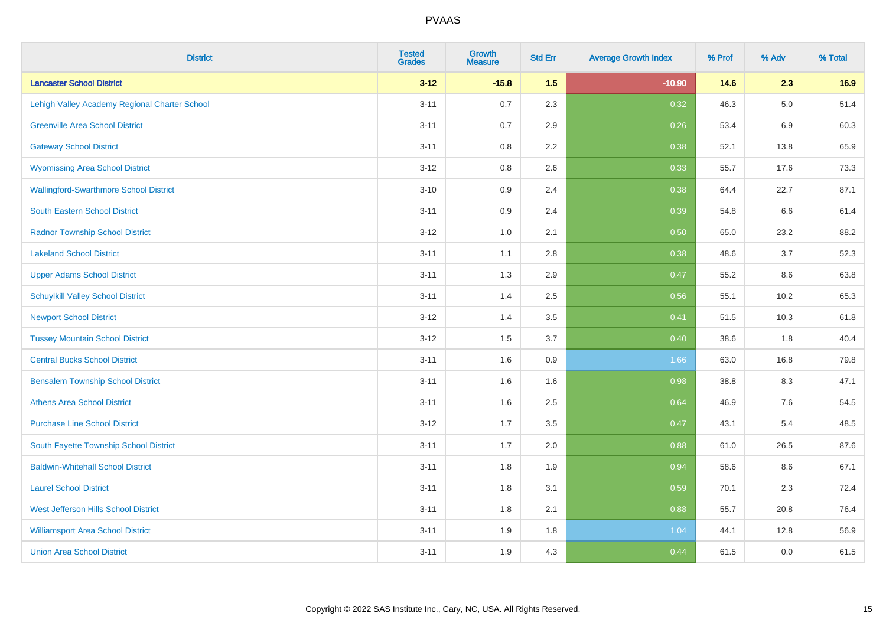# PVAAS

| District | Tested Grades | Growth Measure | Std Err | Average Growth Index | % Prof | % Adv | % Total |
|---|---|---|---|---|---|---|---|
| **Lancaster School District** | **3-12** | **-15.8** | **1.5** | **-10.90** | **14.6** | **2.3** | **16.9** |
| Lehigh Valley Academy Regional Charter School | 3-11 | 0.7 | 2.3 | 0.32 | 46.3 | 5.0 | 51.4 |
| Greenville Area School District | 3-11 | 0.7 | 2.9 | 0.26 | 53.4 | 6.9 | 60.3 |
| Gateway School District | 3-11 | 0.8 | 2.2 | 0.38 | 52.1 | 13.8 | 65.9 |
| Wyomissing Area School District | 3-12 | 0.8 | 2.6 | 0.33 | 55.7 | 17.6 | 73.3 |
| Wallingford-Swarthmore School District | 3-10 | 0.9 | 2.4 | 0.38 | 64.4 | 22.7 | 87.1 |
| South Eastern School District | 3-11 | 0.9 | 2.4 | 0.39 | 54.8 | 6.6 | 61.4 |
| Radnor Township School District | 3-12 | 1.0 | 2.1 | 0.50 | 65.0 | 23.2 | 88.2 |
| Lakeland School District | 3-11 | 1.1 | 2.8 | 0.38 | 48.6 | 3.7 | 52.3 |
| Upper Adams School District | 3-11 | 1.3 | 2.9 | 0.47 | 55.2 | 8.6 | 63.8 |
| Schuylkill Valley School District | 3-11 | 1.4 | 2.5 | 0.56 | 55.1 | 10.2 | 65.3 |
| Newport School District | 3-12 | 1.4 | 3.5 | 0.41 | 51.5 | 10.3 | 61.8 |
| Tussey Mountain School District | 3-12 | 1.5 | 3.7 | 0.40 | 38.6 | 1.8 | 40.4 |
| Central Bucks School District | 3-11 | 1.6 | 0.9 | 1.66 | 63.0 | 16.8 | 79.8 |
| Bensalem Township School District | 3-11 | 1.6 | 1.6 | 0.98 | 38.8 | 8.3 | 47.1 |
| Athens Area School District | 3-11 | 1.6 | 2.5 | 0.64 | 46.9 | 7.6 | 54.5 |
| Purchase Line School District | 3-12 | 1.7 | 3.5 | 0.47 | 43.1 | 5.4 | 48.5 |
| South Fayette Township School District | 3-11 | 1.7 | 2.0 | 0.88 | 61.0 | 26.5 | 87.6 |
| Baldwin-Whitehall School District | 3-11 | 1.8 | 1.9 | 0.94 | 58.6 | 8.6 | 67.1 |
| Laurel School District | 3-11 | 1.8 | 3.1 | 0.59 | 70.1 | 2.3 | 72.4 |
| West Jefferson Hills School District | 3-11 | 1.8 | 2.1 | 0.88 | 55.7 | 20.8 | 76.4 |
| Williamsport Area School District | 3-11 | 1.9 | 1.8 | 1.04 | 44.1 | 12.8 | 56.9 |
| Union Area School District | 3-11 | 1.9 | 4.3 | 0.44 | 61.5 | 0.0 | 61.5 |

Copyright © 2022 SAS Institute Inc., Cary, NC, USA. All Rights Reserved.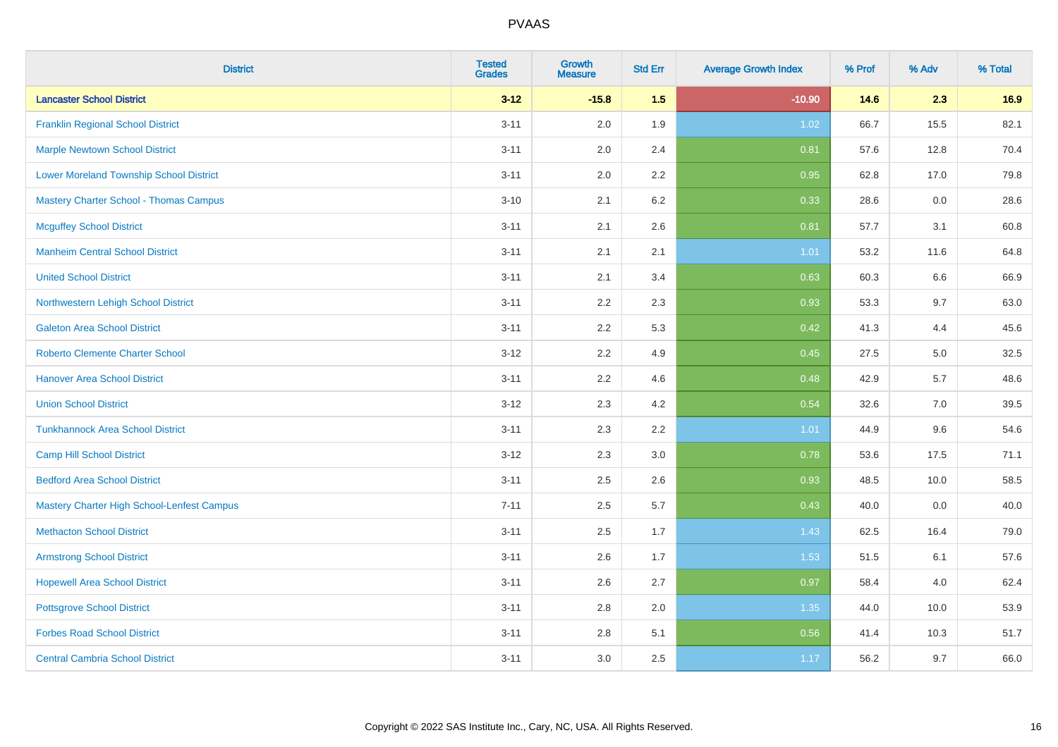# PVAAS

| District | Tested Grades | Growth Measure | Std Err | Average Growth Index | % Prof | % Adv | % Total |
|---|---|---|---|---|---|---|---|
| **Lancaster School District** | **3-12** | **-15.8** | **1.5** | **-10.90** | **14.6** | **2.3** | **16.9** |
| Franklin Regional School District | 3-11 | 2.0 | 1.9 | 1.02 | 66.7 | 15.5 | 82.1 |
| Marple Newtown School District | 3-11 | 2.0 | 2.4 | 0.81 | 57.6 | 12.8 | 70.4 |
| Lower Moreland Township School District | 3-11 | 2.0 | 2.2 | 0.95 | 62.8 | 17.0 | 79.8 |
| Mastery Charter School - Thomas Campus | 3-10 | 2.1 | 6.2 | 0.33 | 28.6 | 0.0 | 28.6 |
| Mcguffey School District | 3-11 | 2.1 | 2.6 | 0.81 | 57.7 | 3.1 | 60.8 |
| Manheim Central School District | 3-11 | 2.1 | 2.1 | 1.01 | 53.2 | 11.6 | 64.8 |
| United School District | 3-11 | 2.1 | 3.4 | 0.63 | 60.3 | 6.6 | 66.9 |
| Northwestern Lehigh School District | 3-11 | 2.2 | 2.3 | 0.93 | 53.3 | 9.7 | 63.0 |
| Galeton Area School District | 3-11 | 2.2 | 5.3 | 0.42 | 41.3 | 4.4 | 45.6 |
| Roberto Clemente Charter School | 3-12 | 2.2 | 4.9 | 0.45 | 27.5 | 5.0 | 32.5 |
| Hanover Area School District | 3-11 | 2.2 | 4.6 | 0.48 | 42.9 | 5.7 | 48.6 |
| Union School District | 3-12 | 2.3 | 4.2 | 0.54 | 32.6 | 7.0 | 39.5 |
| Tunkhannock Area School District | 3-11 | 2.3 | 2.2 | 1.01 | 44.9 | 9.6 | 54.6 |
| Camp Hill School District | 3-12 | 2.3 | 3.0 | 0.78 | 53.6 | 17.5 | 71.1 |
| Bedford Area School District | 3-11 | 2.5 | 2.6 | 0.93 | 48.5 | 10.0 | 58.5 |
| Mastery Charter High School-Lenfest Campus | 7-11 | 2.5 | 5.7 | 0.43 | 40.0 | 0.0 | 40.0 |
| Methacton School District | 3-11 | 2.5 | 1.7 | 1.43 | 62.5 | 16.4 | 79.0 |
| Armstrong School District | 3-11 | 2.6 | 1.7 | 1.53 | 51.5 | 6.1 | 57.6 |
| Hopewell Area School District | 3-11 | 2.6 | 2.7 | 0.97 | 58.4 | 4.0 | 62.4 |
| Pottsgrove School District | 3-11 | 2.8 | 2.0 | 1.35 | 44.0 | 10.0 | 53.9 |
| Forbes Road School District | 3-11 | 2.8 | 5.1 | 0.56 | 41.4 | 10.3 | 51.7 |
| Central Cambria School District | 3-11 | 3.0 | 2.5 | 1.17 | 56.2 | 9.7 | 66.0 |

Copyright © 2022 SAS Institute Inc., Cary, NC, USA. All Rights Reserved.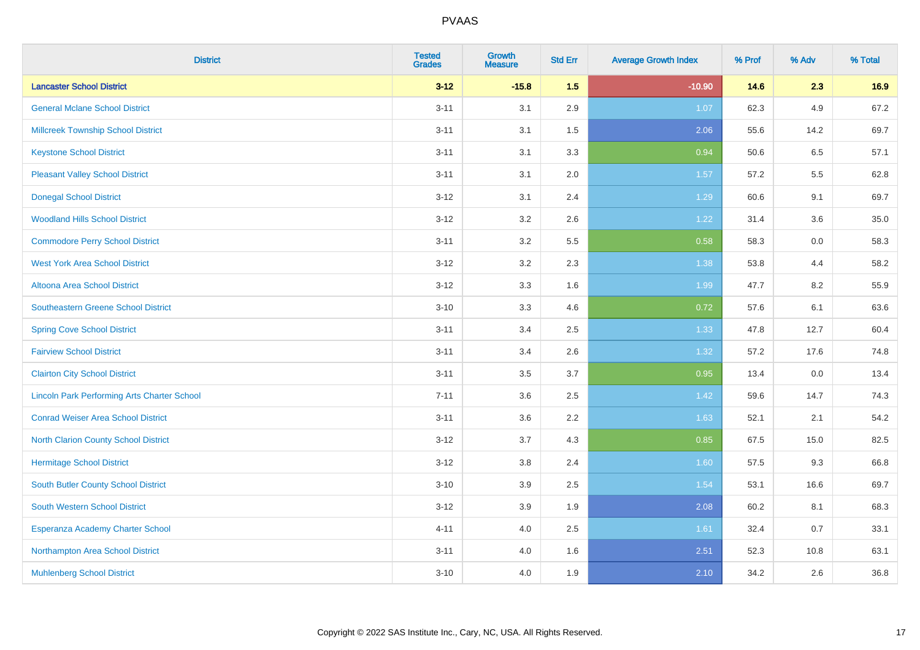| District | Tested Grades | Growth Measure | Std Err | Average Growth Index | % Prof | % Adv | % Total |
|---|---|---|---|---|---|---|---|
| **Lancaster School District** | **3-12** | **-15.8** | **1.5** | **-10.90** | **14.6** | **2.3** | **16.9** |
| General Mclane School District | 3-11 | 3.1 | 2.9 | 1.07 | 62.3 | 4.9 | 67.2 |
| Millcreek Township School District | 3-11 | 3.1 | 1.5 | 2.06 | 55.6 | 14.2 | 69.7 |
| Keystone School District | 3-11 | 3.1 | 3.3 | 0.94 | 50.6 | 6.5 | 57.1 |
| Pleasant Valley School District | 3-11 | 3.1 | 2.0 | 1.57 | 57.2 | 5.5 | 62.8 |
| Donegal School District | 3-12 | 3.1 | 2.4 | 1.29 | 60.6 | 9.1 | 69.7 |
| Woodland Hills School District | 3-12 | 3.2 | 2.6 | 1.22 | 31.4 | 3.6 | 35.0 |
| Commodore Perry School District | 3-11 | 3.2 | 5.5 | 0.58 | 58.3 | 0.0 | 58.3 |
| West York Area School District | 3-12 | 3.2 | 2.3 | 1.38 | 53.8 | 4.4 | 58.2 |
| Altoona Area School District | 3-12 | 3.3 | 1.6 | 1.99 | 47.7 | 8.2 | 55.9 |
| Southeastern Greene School District | 3-10 | 3.3 | 4.6 | 0.72 | 57.6 | 6.1 | 63.6 |
| Spring Cove School District | 3-11 | 3.4 | 2.5 | 1.33 | 47.8 | 12.7 | 60.4 |
| Fairview School District | 3-11 | 3.4 | 2.6 | 1.32 | 57.2 | 17.6 | 74.8 |
| Clairton City School District | 3-11 | 3.5 | 3.7 | 0.95 | 13.4 | 0.0 | 13.4 |
| Lincoln Park Performing Arts Charter School | 7-11 | 3.6 | 2.5 | 1.42 | 59.6 | 14.7 | 74.3 |
| Conrad Weiser Area School District | 3-11 | 3.6 | 2.2 | 1.63 | 52.1 | 2.1 | 54.2 |
| North Clarion County School District | 3-12 | 3.7 | 4.3 | 0.85 | 67.5 | 15.0 | 82.5 |
| Hermitage School District | 3-12 | 3.8 | 2.4 | 1.60 | 57.5 | 9.3 | 66.8 |
| South Butler County School District | 3-10 | 3.9 | 2.5 | 1.54 | 53.1 | 16.6 | 69.7 |
| South Western School District | 3-12 | 3.9 | 1.9 | 2.08 | 60.2 | 8.1 | 68.3 |
| Esperanza Academy Charter School | 4-11 | 4.0 | 2.5 | 1.61 | 32.4 | 0.7 | 33.1 |
| Northampton Area School District | 3-11 | 4.0 | 1.6 | 2.51 | 52.3 | 10.8 | 63.1 |
| Muhlenberg School District | 3-10 | 4.0 | 1.9 | 2.10 | 34.2 | 2.6 | 36.8 |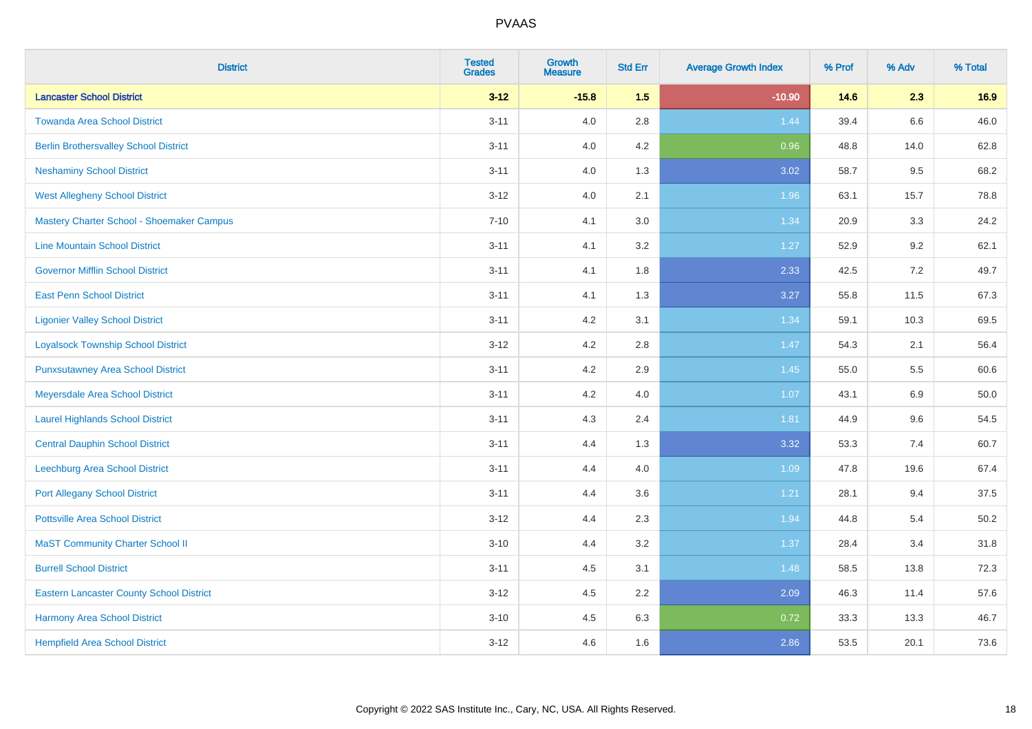# PVAAS

| District | Tested Grades | Growth Measure | Std Err | Average Growth Index | % Prof | % Adv | % Total |
|---|---|---|---|---|---|---|---|
| **Lancaster School District** | **3-12** | **-15.8** | **1.5** | **-10.90** | **14.6** | **2.3** | **16.9** |
| Towanda Area School District | 3-11 | 4.0 | 2.8 | 1.44 | 39.4 | 6.6 | 46.0 |
| Berlin Brothersvalley School District | 3-11 | 4.0 | 4.2 | 0.96 | 48.8 | 14.0 | 62.8 |
| Neshaminy School District | 3-11 | 4.0 | 1.3 | 3.02 | 58.7 | 9.5 | 68.2 |
| West Allegheny School District | 3-12 | 4.0 | 2.1 | 1.96 | 63.1 | 15.7 | 78.8 |
| Mastery Charter School - Shoemaker Campus | 7-10 | 4.1 | 3.0 | 1.34 | 20.9 | 3.3 | 24.2 |
| Line Mountain School District | 3-11 | 4.1 | 3.2 | 1.27 | 52.9 | 9.2 | 62.1 |
| Governor Mifflin School District | 3-11 | 4.1 | 1.8 | 2.33 | 42.5 | 7.2 | 49.7 |
| East Penn School District | 3-11 | 4.1 | 1.3 | 3.27 | 55.8 | 11.5 | 67.3 |
| Ligonier Valley School District | 3-11 | 4.2 | 3.1 | 1.34 | 59.1 | 10.3 | 69.5 |
| Loyalsock Township School District | 3-12 | 4.2 | 2.8 | 1.47 | 54.3 | 2.1 | 56.4 |
| Punxsutawney Area School District | 3-11 | 4.2 | 2.9 | 1.45 | 55.0 | 5.5 | 60.6 |
| Meyersdale Area School District | 3-11 | 4.2 | 4.0 | 1.07 | 43.1 | 6.9 | 50.0 |
| Laurel Highlands School District | 3-11 | 4.3 | 2.4 | 1.81 | 44.9 | 9.6 | 54.5 |
| Central Dauphin School District | 3-11 | 4.4 | 1.3 | 3.32 | 53.3 | 7.4 | 60.7 |
| Leechburg Area School District | 3-11 | 4.4 | 4.0 | 1.09 | 47.8 | 19.6 | 67.4 |
| Port Allegany School District | 3-11 | 4.4 | 3.6 | 1.21 | 28.1 | 9.4 | 37.5 |
| Pottsville Area School District | 3-12 | 4.4 | 2.3 | 1.94 | 44.8 | 5.4 | 50.2 |
| MaST Community Charter School II | 3-10 | 4.4 | 3.2 | 1.37 | 28.4 | 3.4 | 31.8 |
| Burrell School District | 3-11 | 4.5 | 3.1 | 1.48 | 58.5 | 13.8 | 72.3 |
| Eastern Lancaster County School District | 3-12 | 4.5 | 2.2 | 2.09 | 46.3 | 11.4 | 57.6 |
| Harmony Area School District | 3-10 | 4.5 | 6.3 | 0.72 | 33.3 | 13.3 | 46.7 |
| Hempfield Area School District | 3-12 | 4.6 | 1.6 | 2.86 | 53.5 | 20.1 | 73.6 |

Copyright © 2022 SAS Institute Inc., Cary, NC, USA. All Rights Reserved.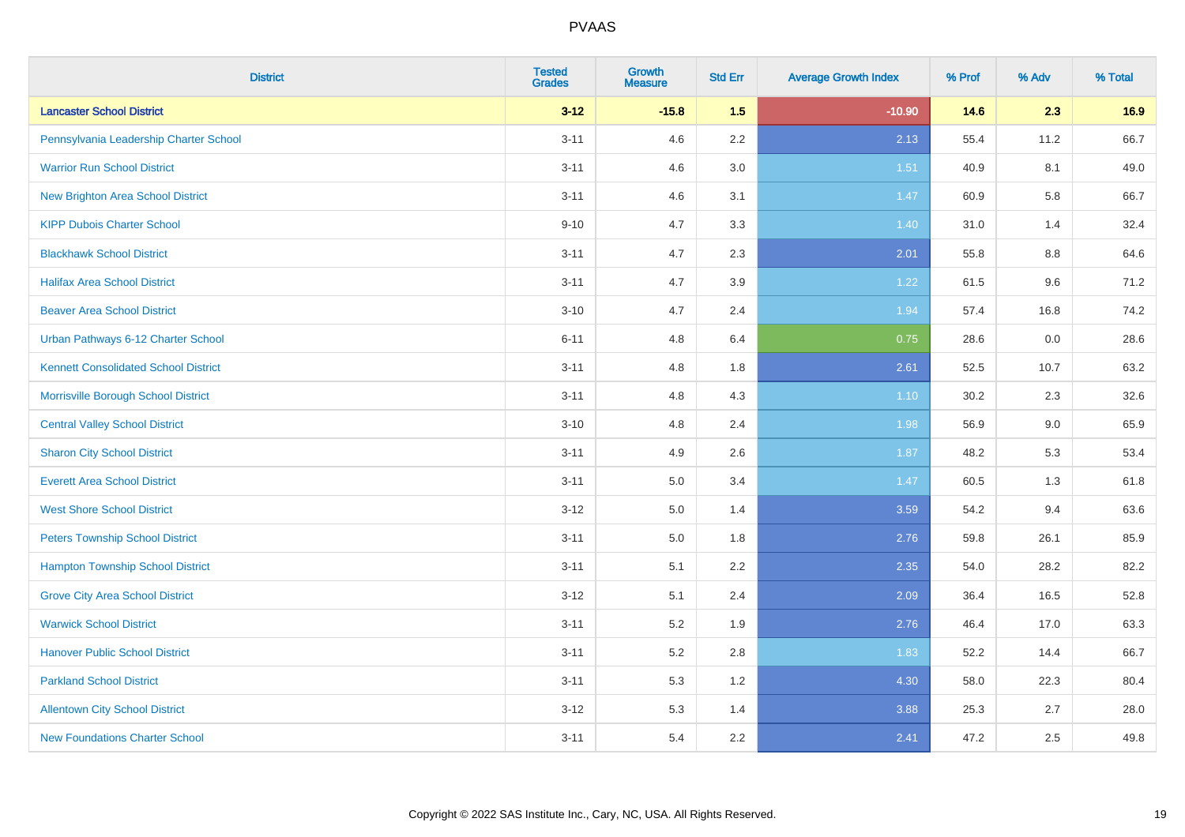| District | Tested Grades | Growth Measure | Std Err | Average Growth Index | % Prof | % Adv | % Total |
|---|---|---|---|---|---|---|---|
| **Lancaster School District** | **3-12** | **-15.8** | **1.5** | **-10.90** | **14.6** | **2.3** | **16.9** |
| Pennsylvania Leadership Charter School | 3-11 | 4.6 | 2.2 | 2.13 | 55.4 | 11.2 | 66.7 |
| Warrior Run School District | 3-11 | 4.6 | 3.0 | 1.51 | 40.9 | 8.1 | 49.0 |
| New Brighton Area School District | 3-11 | 4.6 | 3.1 | 1.47 | 60.9 | 5.8 | 66.7 |
| KIPP Dubois Charter School | 9-10 | 4.7 | 3.3 | 1.40 | 31.0 | 1.4 | 32.4 |
| Blackhawk School District | 3-11 | 4.7 | 2.3 | 2.01 | 55.8 | 8.8 | 64.6 |
| Halifax Area School District | 3-11 | 4.7 | 3.9 | 1.22 | 61.5 | 9.6 | 71.2 |
| Beaver Area School District | 3-10 | 4.7 | 2.4 | 1.94 | 57.4 | 16.8 | 74.2 |
| Urban Pathways 6-12 Charter School | 6-11 | 4.8 | 6.4 | 0.75 | 28.6 | 0.0 | 28.6 |
| Kennett Consolidated School District | 3-11 | 4.8 | 1.8 | 2.61 | 52.5 | 10.7 | 63.2 |
| Morrisville Borough School District | 3-11 | 4.8 | 4.3 | 1.10 | 30.2 | 2.3 | 32.6 |
| Central Valley School District | 3-10 | 4.8 | 2.4 | 1.98 | 56.9 | 9.0 | 65.9 |
| Sharon City School District | 3-11 | 4.9 | 2.6 | 1.87 | 48.2 | 5.3 | 53.4 |
| Everett Area School District | 3-11 | 5.0 | 3.4 | 1.47 | 60.5 | 1.3 | 61.8 |
| West Shore School District | 3-12 | 5.0 | 1.4 | 3.59 | 54.2 | 9.4 | 63.6 |
| Peters Township School District | 3-11 | 5.0 | 1.8 | 2.76 | 59.8 | 26.1 | 85.9 |
| Hampton Township School District | 3-11 | 5.1 | 2.2 | 2.35 | 54.0 | 28.2 | 82.2 |
| Grove City Area School District | 3-12 | 5.1 | 2.4 | 2.09 | 36.4 | 16.5 | 52.8 |
| Warwick School District | 3-11 | 5.2 | 1.9 | 2.76 | 46.4 | 17.0 | 63.3 |
| Hanover Public School District | 3-11 | 5.2 | 2.8 | 1.83 | 52.2 | 14.4 | 66.7 |
| Parkland School District | 3-11 | 5.3 | 1.2 | 4.30 | 58.0 | 22.3 | 80.4 |
| Allentown City School District | 3-12 | 5.3 | 1.4 | 3.88 | 25.3 | 2.7 | 28.0 |
| New Foundations Charter School | 3-11 | 5.4 | 2.2 | 2.41 | 47.2 | 2.5 | 49.8 |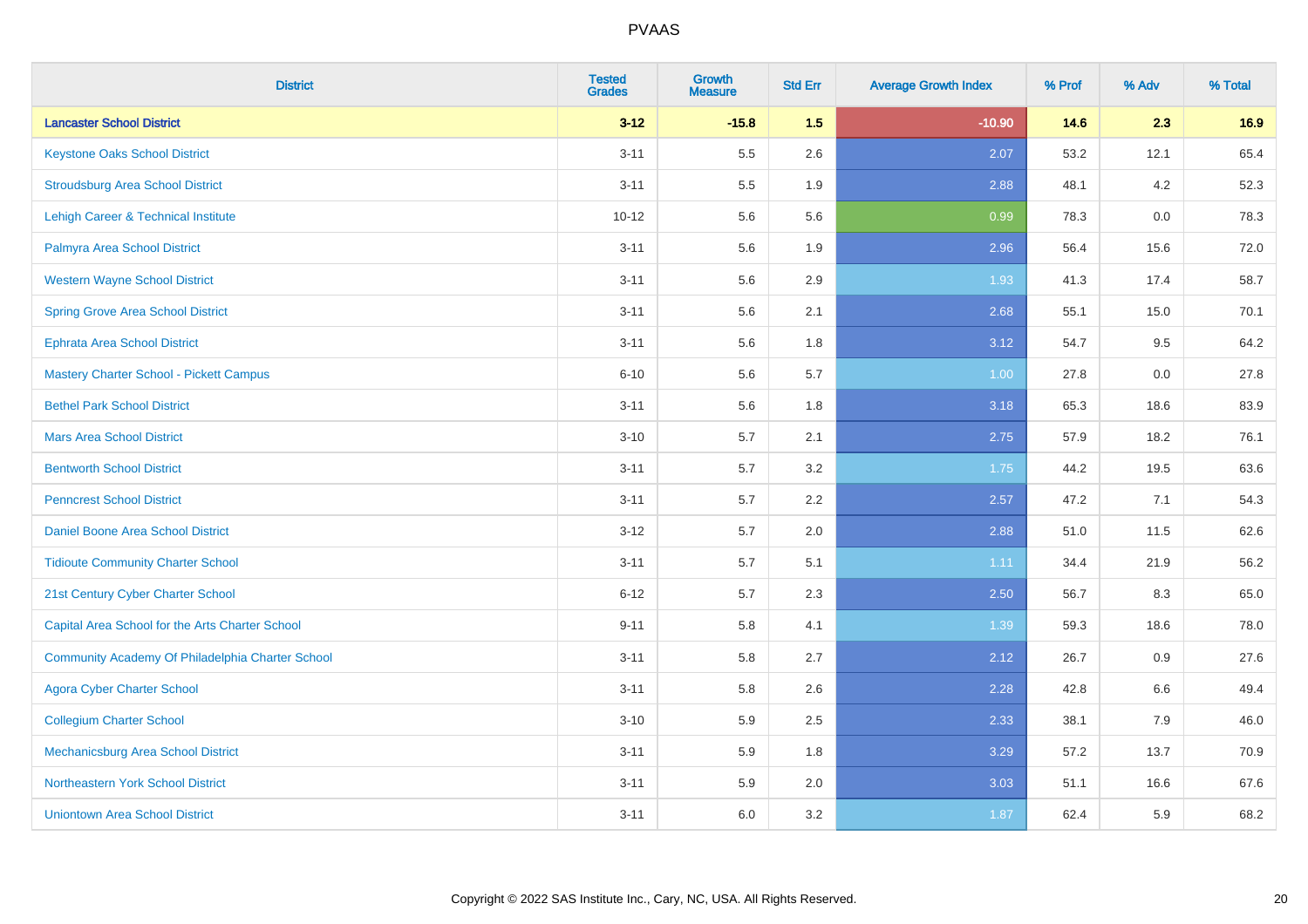# PVAAS

| District | Tested Grades | Growth Measure | Std Err | Average Growth Index | % Prof | % Adv | % Total |
|---|---|---|---|---|---|---|---|
| **Lancaster School District** | **3-12** | **-15.8** | **1.5** | **-10.90** | **14.6** | **2.3** | **16.9** |
| Keystone Oaks School District | 3-11 | 5.5 | 2.6 | 2.07 | 53.2 | 12.1 | 65.4 |
| Stroudsburg Area School District | 3-11 | 5.5 | 1.9 | 2.88 | 48.1 | 4.2 | 52.3 |
| Lehigh Career & Technical Institute | 10-12 | 5.6 | 5.6 | 0.99 | 78.3 | 0.0 | 78.3 |
| Palmyra Area School District | 3-11 | 5.6 | 1.9 | 2.96 | 56.4 | 15.6 | 72.0 |
| Western Wayne School District | 3-11 | 5.6 | 2.9 | 1.93 | 41.3 | 17.4 | 58.7 |
| Spring Grove Area School District | 3-11 | 5.6 | 2.1 | 2.68 | 55.1 | 15.0 | 70.1 |
| Ephrata Area School District | 3-11 | 5.6 | 1.8 | 3.12 | 54.7 | 9.5 | 64.2 |
| Mastery Charter School - Pickett Campus | 6-10 | 5.6 | 5.7 | 1.00 | 27.8 | 0.0 | 27.8 |
| Bethel Park School District | 3-11 | 5.6 | 1.8 | 3.18 | 65.3 | 18.6 | 83.9 |
| Mars Area School District | 3-10 | 5.7 | 2.1 | 2.75 | 57.9 | 18.2 | 76.1 |
| Bentworth School District | 3-11 | 5.7 | 3.2 | 1.75 | 44.2 | 19.5 | 63.6 |
| Penncrest School District | 3-11 | 5.7 | 2.2 | 2.57 | 47.2 | 7.1 | 54.3 |
| Daniel Boone Area School District | 3-12 | 5.7 | 2.0 | 2.88 | 51.0 | 11.5 | 62.6 |
| Tidioute Community Charter School | 3-11 | 5.7 | 5.1 | 1.11 | 34.4 | 21.9 | 56.2 |
| 21st Century Cyber Charter School | 6-12 | 5.7 | 2.3 | 2.50 | 56.7 | 8.3 | 65.0 |
| Capital Area School for the Arts Charter School | 9-11 | 5.8 | 4.1 | 1.39 | 59.3 | 18.6 | 78.0 |
| Community Academy Of Philadelphia Charter School | 3-11 | 5.8 | 2.7 | 2.12 | 26.7 | 0.9 | 27.6 |
| Agora Cyber Charter School | 3-11 | 5.8 | 2.6 | 2.28 | 42.8 | 6.6 | 49.4 |
| Collegium Charter School | 3-10 | 5.9 | 2.5 | 2.33 | 38.1 | 7.9 | 46.0 |
| Mechanicsburg Area School District | 3-11 | 5.9 | 1.8 | 3.29 | 57.2 | 13.7 | 70.9 |
| Northeastern York School District | 3-11 | 5.9 | 2.0 | 3.03 | 51.1 | 16.6 | 67.6 |
| Uniontown Area School District | 3-11 | 6.0 | 3.2 | 1.87 | 62.4 | 5.9 | 68.2 |

Copyright © 2022 SAS Institute Inc., Cary, NC, USA. All Rights Reserved.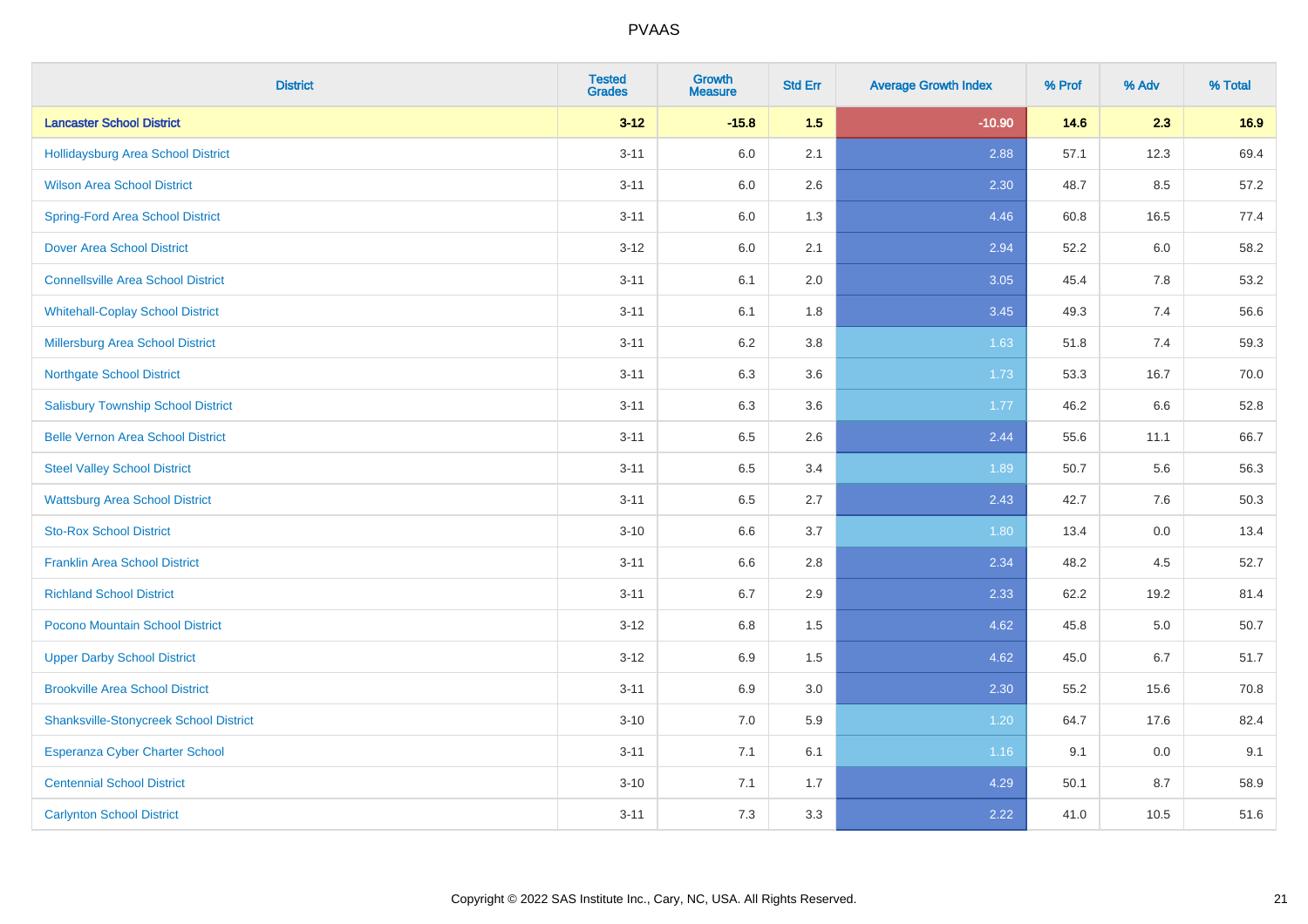# PVAAS

| District | Tested Grades | Growth Measure | Std Err | Average Growth Index | % Prof | % Adv | % Total |
|---|---|---|---|---|---|---|---|
| **Lancaster School District** | **3-12** | **-15.8** | **1.5** | **-10.90** | **14.6** | **2.3** | **16.9** |
| Hollidaysburg Area School District | 3-11 | 6.0 | 2.1 | 2.88 | 57.1 | 12.3 | 69.4 |
| Wilson Area School District | 3-11 | 6.0 | 2.6 | 2.30 | 48.7 | 8.5 | 57.2 |
| Spring-Ford Area School District | 3-11 | 6.0 | 1.3 | 4.46 | 60.8 | 16.5 | 77.4 |
| Dover Area School District | 3-12 | 6.0 | 2.1 | 2.94 | 52.2 | 6.0 | 58.2 |
| Connellsville Area School District | 3-11 | 6.1 | 2.0 | 3.05 | 45.4 | 7.8 | 53.2 |
| Whitehall-Coplay School District | 3-11 | 6.1 | 1.8 | 3.45 | 49.3 | 7.4 | 56.6 |
| Millersburg Area School District | 3-11 | 6.2 | 3.8 | 1.63 | 51.8 | 7.4 | 59.3 |
| Northgate School District | 3-11 | 6.3 | 3.6 | 1.73 | 53.3 | 16.7 | 70.0 |
| Salisbury Township School District | 3-11 | 6.3 | 3.6 | 1.77 | 46.2 | 6.6 | 52.8 |
| Belle Vernon Area School District | 3-11 | 6.5 | 2.6 | 2.44 | 55.6 | 11.1 | 66.7 |
| Steel Valley School District | 3-11 | 6.5 | 3.4 | 1.89 | 50.7 | 5.6 | 56.3 |
| Wattsburg Area School District | 3-11 | 6.5 | 2.7 | 2.43 | 42.7 | 7.6 | 50.3 |
| Sto-Rox School District | 3-10 | 6.6 | 3.7 | 1.80 | 13.4 | 0.0 | 13.4 |
| Franklin Area School District | 3-11 | 6.6 | 2.8 | 2.34 | 48.2 | 4.5 | 52.7 |
| Richland School District | 3-11 | 6.7 | 2.9 | 2.33 | 62.2 | 19.2 | 81.4 |
| Pocono Mountain School District | 3-12 | 6.8 | 1.5 | 4.62 | 45.8 | 5.0 | 50.7 |
| Upper Darby School District | 3-12 | 6.9 | 1.5 | 4.62 | 45.0 | 6.7 | 51.7 |
| Brookville Area School District | 3-11 | 6.9 | 3.0 | 2.30 | 55.2 | 15.6 | 70.8 |
| Shanksville-Stonycreek School District | 3-10 | 7.0 | 5.9 | 1.20 | 64.7 | 17.6 | 82.4 |
| Esperanza Cyber Charter School | 3-11 | 7.1 | 6.1 | 1.16 | 9.1 | 0.0 | 9.1 |
| Centennial School District | 3-10 | 7.1 | 1.7 | 4.29 | 50.1 | 8.7 | 58.9 |
| Carlynton School District | 3-11 | 7.3 | 3.3 | 2.22 | 41.0 | 10.5 | 51.6 |

Copyright © 2022 SAS Institute Inc., Cary, NC, USA. All Rights Reserved.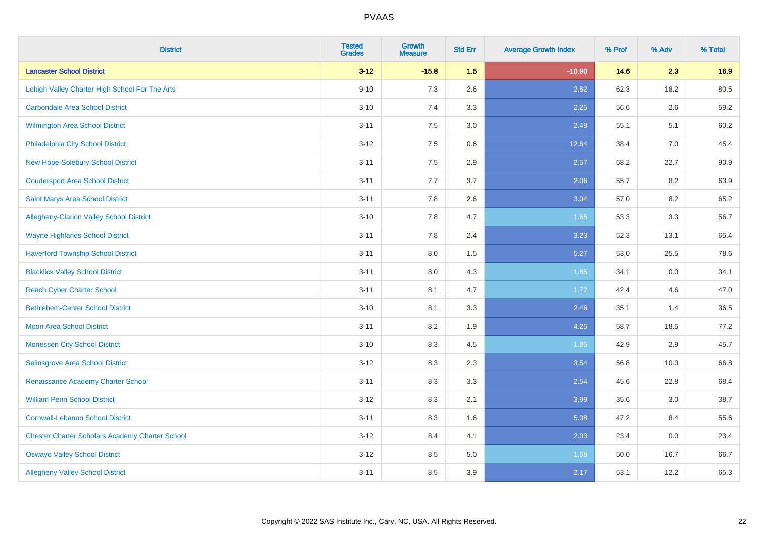# PVAAS

| District | Tested Grades | Growth Measure | Std Err | Average Growth Index | % Prof | % Adv | % Total |
|---|---|---|---|---|---|---|---|
| **Lancaster School District** | **3-12** | **-15.8** | **1.5** | **-10.90** | **14.6** | **2.3** | **16.9** |
| Lehigh Valley Charter High School For The Arts | 9-10 | 7.3 | 2.6 | 2.82 | 62.3 | 18.2 | 80.5 |
| Carbondale Area School District | 3-10 | 7.4 | 3.3 | 2.25 | 56.6 | 2.6 | 59.2 |
| Wilmington Area School District | 3-11 | 7.5 | 3.0 | 2.48 | 55.1 | 5.1 | 60.2 |
| Philadelphia City School District | 3-12 | 7.5 | 0.6 | 12.64 | 38.4 | 7.0 | 45.4 |
| New Hope-Solebury School District | 3-11 | 7.5 | 2.9 | 2.57 | 68.2 | 22.7 | 90.9 |
| Coudersport Area School District | 3-11 | 7.7 | 3.7 | 2.06 | 55.7 | 8.2 | 63.9 |
| Saint Marys Area School District | 3-11 | 7.8 | 2.6 | 3.04 | 57.0 | 8.2 | 65.2 |
| Allegheny-Clarion Valley School District | 3-10 | 7.8 | 4.7 | 1.65 | 53.3 | 3.3 | 56.7 |
| Wayne Highlands School District | 3-11 | 7.8 | 2.4 | 3.23 | 52.3 | 13.1 | 65.4 |
| Haverford Township School District | 3-11 | 8.0 | 1.5 | 5.27 | 53.0 | 25.5 | 78.6 |
| Blacklick Valley School District | 3-11 | 8.0 | 4.3 | 1.85 | 34.1 | 0.0 | 34.1 |
| Reach Cyber Charter School | 3-11 | 8.1 | 4.7 | 1.72 | 42.4 | 4.6 | 47.0 |
| Bethlehem-Center School District | 3-10 | 8.1 | 3.3 | 2.46 | 35.1 | 1.4 | 36.5 |
| Moon Area School District | 3-11 | 8.2 | 1.9 | 4.25 | 58.7 | 18.5 | 77.2 |
| Monessen City School District | 3-10 | 8.3 | 4.5 | 1.85 | 42.9 | 2.9 | 45.7 |
| Selinsgrove Area School District | 3-12 | 8.3 | 2.3 | 3.54 | 56.8 | 10.0 | 66.8 |
| Renaissance Academy Charter School | 3-11 | 8.3 | 3.3 | 2.54 | 45.6 | 22.8 | 68.4 |
| William Penn School District | 3-12 | 8.3 | 2.1 | 3.99 | 35.6 | 3.0 | 38.7 |
| Cornwall-Lebanon School District | 3-11 | 8.3 | 1.6 | 5.08 | 47.2 | 8.4 | 55.6 |
| Chester Charter Scholars Academy Charter School | 3-12 | 8.4 | 4.1 | 2.03 | 23.4 | 0.0 | 23.4 |
| Oswayo Valley School District | 3-12 | 8.5 | 5.0 | 1.68 | 50.0 | 16.7 | 66.7 |
| Allegheny Valley School District | 3-11 | 8.5 | 3.9 | 2.17 | 53.1 | 12.2 | 65.3 |

Copyright © 2022 SAS Institute Inc., Cary, NC, USA. All Rights Reserved.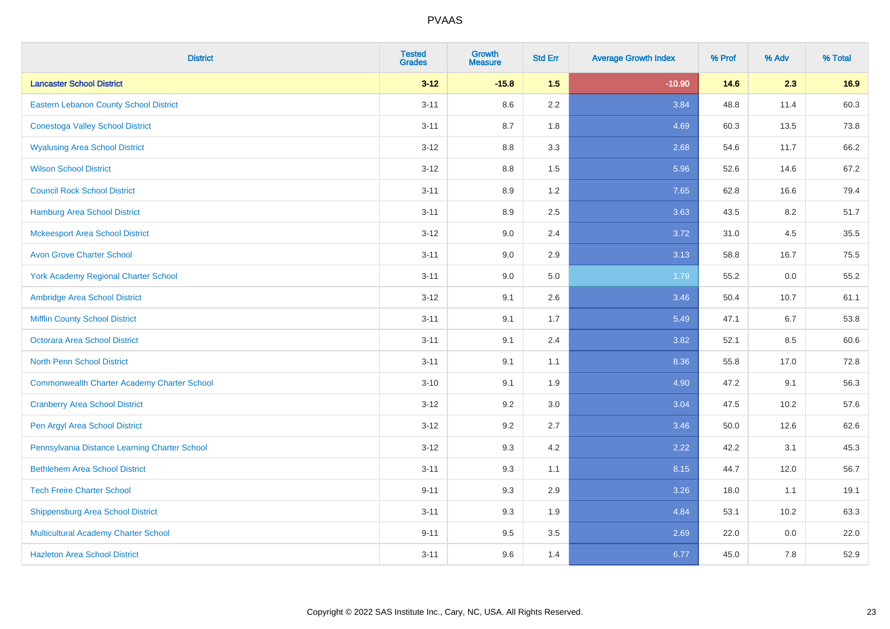| District | Tested Grades | Growth Measure | Std Err | Average Growth Index | % Prof | % Adv | % Total |
|---|---|---|---|---|---|---|---|
| **Lancaster School District** | **3-12** | **-15.8** | **1.5** | **-10.90** | **14.6** | **2.3** | **16.9** |
| Eastern Lebanon County School District | 3-11 | 8.6 | 2.2 | 3.84 | 48.8 | 11.4 | 60.3 |
| Conestoga Valley School District | 3-11 | 8.7 | 1.8 | 4.69 | 60.3 | 13.5 | 73.8 |
| Wyalusing Area School District | 3-12 | 8.8 | 3.3 | 2.68 | 54.6 | 11.7 | 66.2 |
| Wilson School District | 3-12 | 8.8 | 1.5 | 5.96 | 52.6 | 14.6 | 67.2 |
| Council Rock School District | 3-11 | 8.9 | 1.2 | 7.65 | 62.8 | 16.6 | 79.4 |
| Hamburg Area School District | 3-11 | 8.9 | 2.5 | 3.63 | 43.5 | 8.2 | 51.7 |
| Mckeesport Area School District | 3-12 | 9.0 | 2.4 | 3.72 | 31.0 | 4.5 | 35.5 |
| Avon Grove Charter School | 3-11 | 9.0 | 2.9 | 3.13 | 58.8 | 16.7 | 75.5 |
| York Academy Regional Charter School | 3-11 | 9.0 | 5.0 | 1.79 | 55.2 | 0.0 | 55.2 |
| Ambridge Area School District | 3-12 | 9.1 | 2.6 | 3.46 | 50.4 | 10.7 | 61.1 |
| Mifflin County School District | 3-11 | 9.1 | 1.7 | 5.49 | 47.1 | 6.7 | 53.8 |
| Octorara Area School District | 3-11 | 9.1 | 2.4 | 3.82 | 52.1 | 8.5 | 60.6 |
| North Penn School District | 3-11 | 9.1 | 1.1 | 8.36 | 55.8 | 17.0 | 72.8 |
| Commonwealth Charter Academy Charter School | 3-10 | 9.1 | 1.9 | 4.90 | 47.2 | 9.1 | 56.3 |
| Cranberry Area School District | 3-12 | 9.2 | 3.0 | 3.04 | 47.5 | 10.2 | 57.6 |
| Pen Argyl Area School District | 3-12 | 9.2 | 2.7 | 3.46 | 50.0 | 12.6 | 62.6 |
| Pennsylvania Distance Learning Charter School | 3-12 | 9.3 | 4.2 | 2.22 | 42.2 | 3.1 | 45.3 |
| Bethlehem Area School District | 3-11 | 9.3 | 1.1 | 8.15 | 44.7 | 12.0 | 56.7 |
| Tech Freire Charter School | 9-11 | 9.3 | 2.9 | 3.26 | 18.0 | 1.1 | 19.1 |
| Shippensburg Area School District | 3-11 | 9.3 | 1.9 | 4.84 | 53.1 | 10.2 | 63.3 |
| Multicultural Academy Charter School | 9-11 | 9.5 | 3.5 | 2.69 | 22.0 | 0.0 | 22.0 |
| Hazleton Area School District | 3-11 | 9.6 | 1.4 | 6.77 | 45.0 | 7.8 | 52.9 |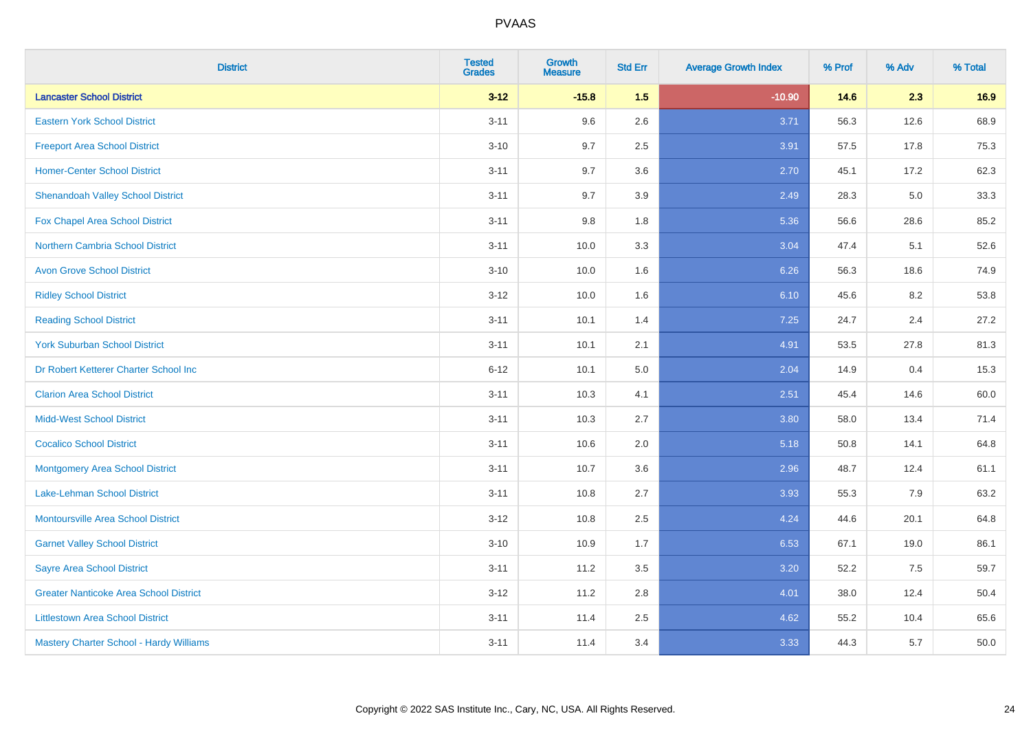| District | Tested Grades | Growth Measure | Std Err | Average Growth Index | % Prof | % Adv | % Total |
|---|---|---|---|---|---|---|---|
| **Lancaster School District** | **3-12** | **-15.8** | **1.5** | **-10.90** | **14.6** | **2.3** | **16.9** |
| Eastern York School District | 3-11 | 9.6 | 2.6 | 3.71 | 56.3 | 12.6 | 68.9 |
| Freeport Area School District | 3-10 | 9.7 | 2.5 | 3.91 | 57.5 | 17.8 | 75.3 |
| Homer-Center School District | 3-11 | 9.7 | 3.6 | 2.70 | 45.1 | 17.2 | 62.3 |
| Shenandoah Valley School District | 3-11 | 9.7 | 3.9 | 2.49 | 28.3 | 5.0 | 33.3 |
| Fox Chapel Area School District | 3-11 | 9.8 | 1.8 | 5.36 | 56.6 | 28.6 | 85.2 |
| Northern Cambria School District | 3-11 | 10.0 | 3.3 | 3.04 | 47.4 | 5.1 | 52.6 |
| Avon Grove School District | 3-10 | 10.0 | 1.6 | 6.26 | 56.3 | 18.6 | 74.9 |
| Ridley School District | 3-12 | 10.0 | 1.6 | 6.10 | 45.6 | 8.2 | 53.8 |
| Reading School District | 3-11 | 10.1 | 1.4 | 7.25 | 24.7 | 2.4 | 27.2 |
| York Suburban School District | 3-11 | 10.1 | 2.1 | 4.91 | 53.5 | 27.8 | 81.3 |
| Dr Robert Ketterer Charter School Inc | 6-12 | 10.1 | 5.0 | 2.04 | 14.9 | 0.4 | 15.3 |
| Clarion Area School District | 3-11 | 10.3 | 4.1 | 2.51 | 45.4 | 14.6 | 60.0 |
| Midd-West School District | 3-11 | 10.3 | 2.7 | 3.80 | 58.0 | 13.4 | 71.4 |
| Cocalico School District | 3-11 | 10.6 | 2.0 | 5.18 | 50.8 | 14.1 | 64.8 |
| Montgomery Area School District | 3-11 | 10.7 | 3.6 | 2.96 | 48.7 | 12.4 | 61.1 |
| Lake-Lehman School District | 3-11 | 10.8 | 2.7 | 3.93 | 55.3 | 7.9 | 63.2 |
| Montoursville Area School District | 3-12 | 10.8 | 2.5 | 4.24 | 44.6 | 20.1 | 64.8 |
| Garnet Valley School District | 3-10 | 10.9 | 1.7 | 6.53 | 67.1 | 19.0 | 86.1 |
| Sayre Area School District | 3-11 | 11.2 | 3.5 | 3.20 | 52.2 | 7.5 | 59.7 |
| Greater Nanticoke Area School District | 3-12 | 11.2 | 2.8 | 4.01 | 38.0 | 12.4 | 50.4 |
| Littlestown Area School District | 3-11 | 11.4 | 2.5 | 4.62 | 55.2 | 10.4 | 65.6 |
| Mastery Charter School - Hardy Williams | 3-11 | 11.4 | 3.4 | 3.33 | 44.3 | 5.7 | 50.0 |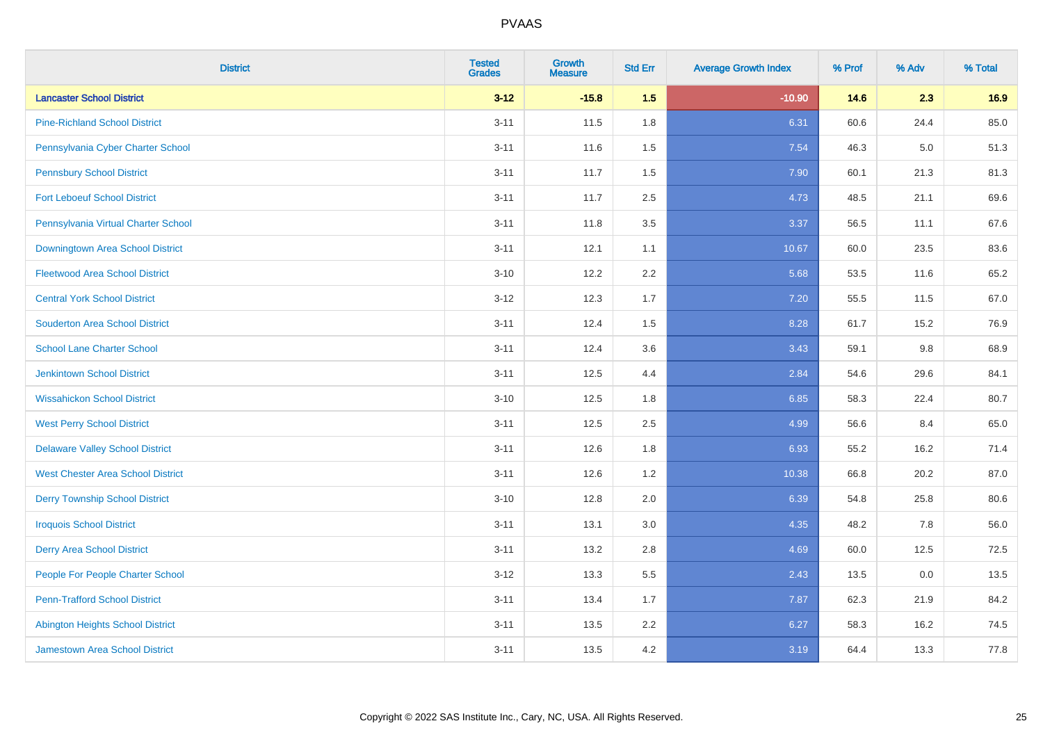# PVAAS

| District | Tested Grades | Growth Measure | Std Err | Average Growth Index | % Prof | % Adv | % Total |
|---|---|---|---|---|---|---|---|
| **Lancaster School District** | **3-12** | **-15.8** | **1.5** | **-10.90** | **14.6** | **2.3** | **16.9** |
| Pine-Richland School District | 3-11 | 11.5 | 1.8 | 6.31 | 60.6 | 24.4 | 85.0 |
| Pennsylvania Cyber Charter School | 3-11 | 11.6 | 1.5 | 7.54 | 46.3 | 5.0 | 51.3 |
| Pennsbury School District | 3-11 | 11.7 | 1.5 | 7.90 | 60.1 | 21.3 | 81.3 |
| Fort Leboeuf School District | 3-11 | 11.7 | 2.5 | 4.73 | 48.5 | 21.1 | 69.6 |
| Pennsylvania Virtual Charter School | 3-11 | 11.8 | 3.5 | 3.37 | 56.5 | 11.1 | 67.6 |
| Downingtown Area School District | 3-11 | 12.1 | 1.1 | 10.67 | 60.0 | 23.5 | 83.6 |
| Fleetwood Area School District | 3-10 | 12.2 | 2.2 | 5.68 | 53.5 | 11.6 | 65.2 |
| Central York School District | 3-12 | 12.3 | 1.7 | 7.20 | 55.5 | 11.5 | 67.0 |
| Souderton Area School District | 3-11 | 12.4 | 1.5 | 8.28 | 61.7 | 15.2 | 76.9 |
| School Lane Charter School | 3-11 | 12.4 | 3.6 | 3.43 | 59.1 | 9.8 | 68.9 |
| Jenkintown School District | 3-11 | 12.5 | 4.4 | 2.84 | 54.6 | 29.6 | 84.1 |
| Wissahickon School District | 3-10 | 12.5 | 1.8 | 6.85 | 58.3 | 22.4 | 80.7 |
| West Perry School District | 3-11 | 12.5 | 2.5 | 4.99 | 56.6 | 8.4 | 65.0 |
| Delaware Valley School District | 3-11 | 12.6 | 1.8 | 6.93 | 55.2 | 16.2 | 71.4 |
| West Chester Area School District | 3-11 | 12.6 | 1.2 | 10.38 | 66.8 | 20.2 | 87.0 |
| Derry Township School District | 3-10 | 12.8 | 2.0 | 6.39 | 54.8 | 25.8 | 80.6 |
| Iroquois School District | 3-11 | 13.1 | 3.0 | 4.35 | 48.2 | 7.8 | 56.0 |
| Derry Area School District | 3-11 | 13.2 | 2.8 | 4.69 | 60.0 | 12.5 | 72.5 |
| People For People Charter School | 3-12 | 13.3 | 5.5 | 2.43 | 13.5 | 0.0 | 13.5 |
| Penn-Trafford School District | 3-11 | 13.4 | 1.7 | 7.87 | 62.3 | 21.9 | 84.2 |
| Abington Heights School District | 3-11 | 13.5 | 2.2 | 6.27 | 58.3 | 16.2 | 74.5 |
| Jamestown Area School District | 3-11 | 13.5 | 4.2 | 3.19 | 64.4 | 13.3 | 77.8 |

Copyright © 2022 SAS Institute Inc., Cary, NC, USA. All Rights Reserved.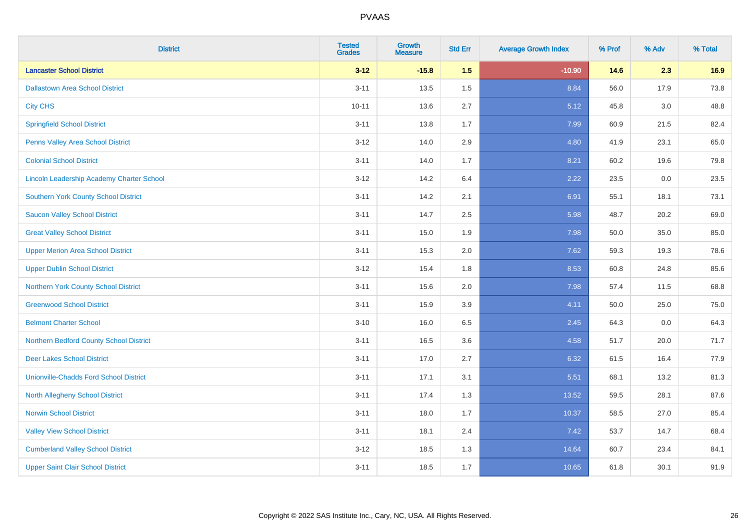# PVAAS

| District | Tested Grades | Growth Measure | Std Err | Average Growth Index | % Prof | % Adv | % Total |
|---|---|---|---|---|---|---|---|
| **Lancaster School District** | **3-12** | **-15.8** | **1.5** | **-10.90** | **14.6** | **2.3** | **16.9** |
| Dallastown Area School District | 3-11 | 13.5 | 1.5 | 8.84 | 56.0 | 17.9 | 73.8 |
| City CHS | 10-11 | 13.6 | 2.7 | 5.12 | 45.8 | 3.0 | 48.8 |
| Springfield School District | 3-11 | 13.8 | 1.7 | 7.99 | 60.9 | 21.5 | 82.4 |
| Penns Valley Area School District | 3-12 | 14.0 | 2.9 | 4.80 | 41.9 | 23.1 | 65.0 |
| Colonial School District | 3-11 | 14.0 | 1.7 | 8.21 | 60.2 | 19.6 | 79.8 |
| Lincoln Leadership Academy Charter School | 3-12 | 14.2 | 6.4 | 2.22 | 23.5 | 0.0 | 23.5 |
| Southern York County School District | 3-11 | 14.2 | 2.1 | 6.91 | 55.1 | 18.1 | 73.1 |
| Saucon Valley School District | 3-11 | 14.7 | 2.5 | 5.98 | 48.7 | 20.2 | 69.0 |
| Great Valley School District | 3-11 | 15.0 | 1.9 | 7.98 | 50.0 | 35.0 | 85.0 |
| Upper Merion Area School District | 3-11 | 15.3 | 2.0 | 7.62 | 59.3 | 19.3 | 78.6 |
| Upper Dublin School District | 3-12 | 15.4 | 1.8 | 8.53 | 60.8 | 24.8 | 85.6 |
| Northern York County School District | 3-11 | 15.6 | 2.0 | 7.98 | 57.4 | 11.5 | 68.8 |
| Greenwood School District | 3-11 | 15.9 | 3.9 | 4.11 | 50.0 | 25.0 | 75.0 |
| Belmont Charter School | 3-10 | 16.0 | 6.5 | 2.45 | 64.3 | 0.0 | 64.3 |
| Northern Bedford County School District | 3-11 | 16.5 | 3.6 | 4.58 | 51.7 | 20.0 | 71.7 |
| Deer Lakes School District | 3-11 | 17.0 | 2.7 | 6.32 | 61.5 | 16.4 | 77.9 |
| Unionville-Chadds Ford School District | 3-11 | 17.1 | 3.1 | 5.51 | 68.1 | 13.2 | 81.3 |
| North Allegheny School District | 3-11 | 17.4 | 1.3 | 13.52 | 59.5 | 28.1 | 87.6 |
| Norwin School District | 3-11 | 18.0 | 1.7 | 10.37 | 58.5 | 27.0 | 85.4 |
| Valley View School District | 3-11 | 18.1 | 2.4 | 7.42 | 53.7 | 14.7 | 68.4 |
| Cumberland Valley School District | 3-12 | 18.5 | 1.3 | 14.64 | 60.7 | 23.4 | 84.1 |
| Upper Saint Clair School District | 3-11 | 18.5 | 1.7 | 10.65 | 61.8 | 30.1 | 91.9 |

Copyright © 2022 SAS Institute Inc., Cary, NC, USA. All Rights Reserved.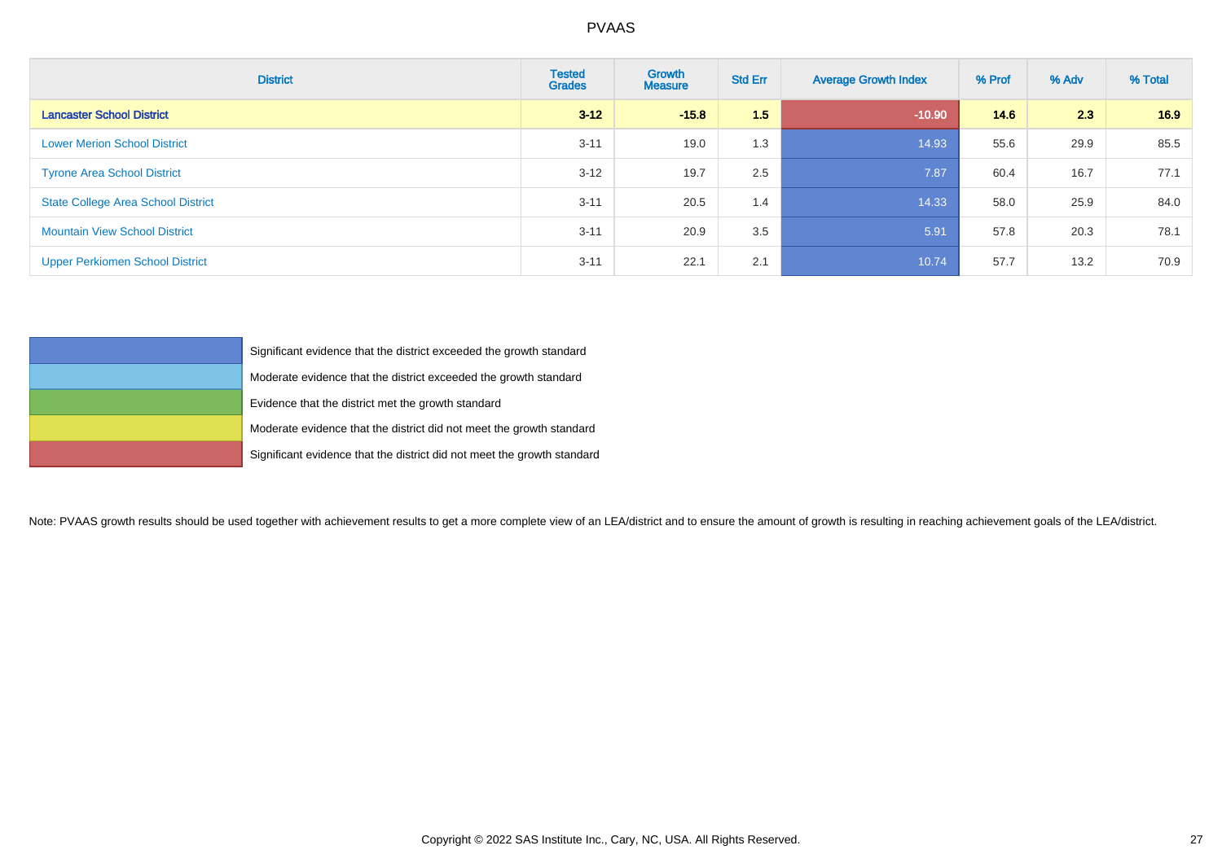# PVAAS

| District | Tested Grades | Growth Measure | Std Err | Average Growth Index | % Prof | % Adv | % Total |
|---|---|---|---|---|---|---|---|
| **Lancaster School District** | **3-12** | **-15.8** | **1.5** | **-10.90** | **14.6** | **2.3** | **16.9** |
| Lower Merion School District | 3-11 | 19.0 | 1.3 | 14.93 | 55.6 | 29.9 | 85.5 |
| Tyrone Area School District | 3-12 | 19.7 | 2.5 | 7.87 | 60.4 | 16.7 | 77.1 |
| State College Area School District | 3-11 | 20.5 | 1.4 | 14.33 | 58.0 | 25.9 | 84.0 |
| Mountain View School District | 3-11 | 20.9 | 3.5 | 5.91 | 57.8 | 20.3 | 78.1 |
| Upper Perkiomen School District | 3-11 | 22.1 | 2.1 | 10.74 | 57.7 | 13.2 | 70.9 |

Significant evidence that the district exceeded the growth standard

Moderate evidence that the district exceeded the growth standard

Evidence that the district met the growth standard

Moderate evidence that the district did not meet the growth standard

Significant evidence that the district did not meet the growth standard

Note: PVAAS growth results should be used together with achievement results to get a more complete view of an LEA/district and to ensure the amount of growth is resulting in reaching achievement goals of the LEA/district.

Copyright © 2022 SAS Institute Inc., Cary, NC, USA. All Rights Reserved.